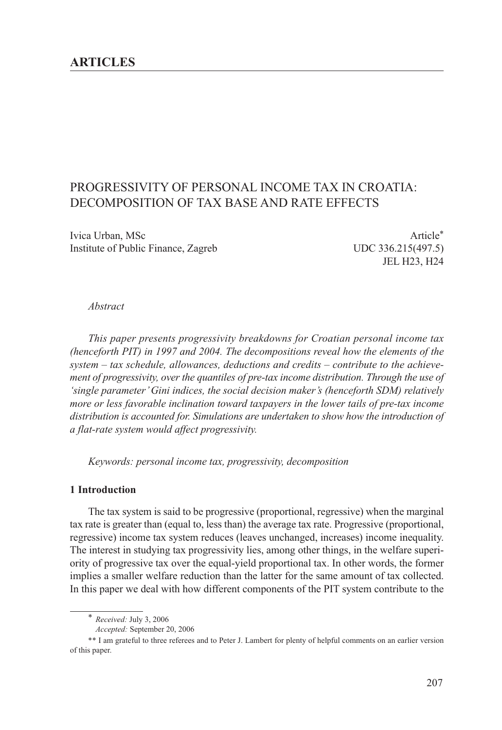# ARTICLES

## PROGRESSIVITY OF PERSONAL INCOME TAX IN CROATIA: DECOMPOSITION OF TAX BASE AND RATE EFFECTS

Ivica Urban, MSc
Institute of Public Finance, Zagreb

Article*
UDC 336.215(497.5)
JEL H23, H24

*Abstract*

*This paper presents progressivity breakdowns for Croatian personal income tax (henceforth PIT) in 1997 and 2004. The decompositions reveal how the elements of the system – tax schedule, allowances, deductions and credits – contribute to the achievement of progressivity, over the quantiles of pre-tax income distribution. Through the use of 'single parameter' Gini indices, the social decision maker's (henceforth SDM) relatively more or less favorable inclination toward taxpayers in the lower tails of pre-tax income distribution is accounted for. Simulations are undertaken to show how the introduction of a flat-rate system would affect progressivity.*

*Keywords: personal income tax, progressivity, decomposition*

### 1 Introduction

The tax system is said to be progressive (proportional, regressive) when the marginal tax rate is greater than (equal to, less than) the average tax rate. Progressive (proportional, regressive) income tax system reduces (leaves unchanged, increases) income inequality. The interest in studying tax progressivity lies, among other things, in the welfare superiority of progressive tax over the equal-yield proportional tax. In other words, the former implies a smaller welfare reduction than the latter for the same amount of tax collected. In this paper we deal with how different components of the PIT system contribute to the

---

\* *Received:* July 3, 2006
*Accepted:* September 20, 2006

\*\* I am grateful to three referees and to Peter J. Lambert for plenty of helpful comments on an earlier version of this paper.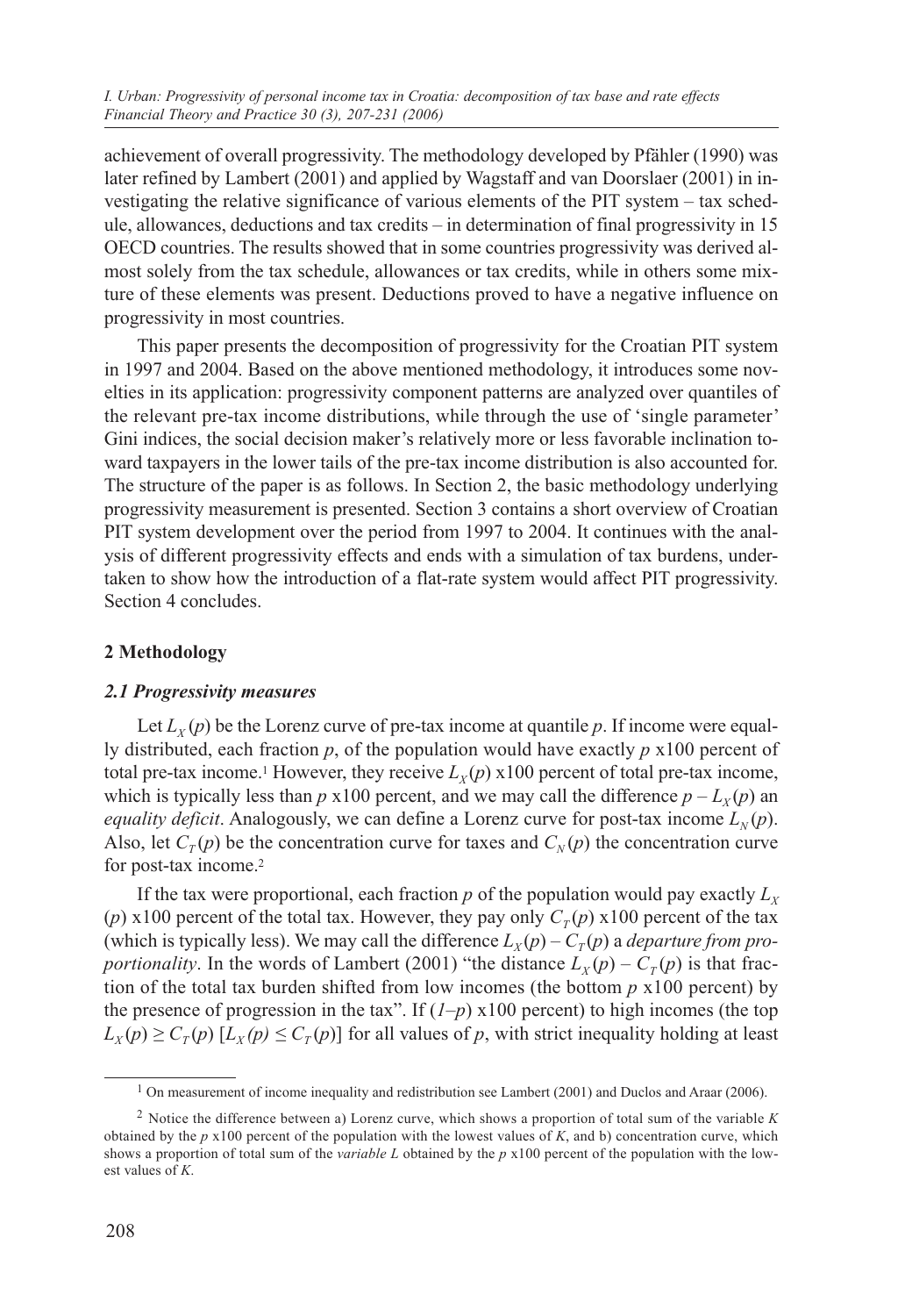achievement of overall progressivity. The methodology developed by Pfähler (1990) was later refined by Lambert (2001) and applied by Wagstaff and van Doorslaer (2001) in investigating the relative significance of various elements of the PIT system – tax schedule, allowances, deductions and tax credits – in determination of final progressivity in 15 OECD countries. The results showed that in some countries progressivity was derived almost solely from the tax schedule, allowances or tax credits, while in others some mixture of these elements was present. Deductions proved to have a negative influence on progressivity in most countries.

This paper presents the decomposition of progressivity for the Croatian PIT system in 1997 and 2004. Based on the above mentioned methodology, it introduces some novelties in its application: progressivity component patterns are analyzed over quantiles of the relevant pre-tax income distributions, while through the use of 'single parameter' Gini indices, the social decision maker's relatively more or less favorable inclination toward taxpayers in the lower tails of the pre-tax income distribution is also accounted for. The structure of the paper is as follows. In Section 2, the basic methodology underlying progressivity measurement is presented. Section 3 contains a short overview of Croatian PIT system development over the period from 1997 to 2004. It continues with the analysis of different progressivity effects and ends with a simulation of tax burdens, undertaken to show how the introduction of a flat-rate system would affect PIT progressivity. Section 4 concludes.

## 2 Methodology

### *2.1 Progressivity measures*

Let $L_X(p)$ be the Lorenz curve of pre-tax income at quantile $p$. If income were equally distributed, each fraction $p$, of the population would have exactly $p$ x100 percent of total pre-tax income.[1] However, they receive $L_X(p)$ x100 percent of total pre-tax income, which is typically less than $p$ x100 percent, and we may call the difference $p - L_X(p)$ an *equality deficit*. Analogously, we can define a Lorenz curve for post-tax income $L_N(p)$. Also, let $C_T(p)$ be the concentration curve for taxes and $C_N(p)$ the concentration curve for post-tax income.[2]

If the tax were proportional, each fraction $p$ of the population would pay exactly $L_X(p)$ x100 percent of the total tax. However, they pay only $C_T(p)$ x100 percent of the tax (which is typically less). We may call the difference $L_X(p) - C_T(p)$ a *departure from proportionality*. In the words of Lambert (2001) "the distance $L_X(p) - C_T(p)$ is that fraction of the total tax burden shifted from low incomes (the bottom $p$ x100 percent) by the presence of progression in the tax". If ($1-p$) x100 percent) to high incomes (the top $L_X(p) \geq C_T(p)$ [$L_X(p) \leq C_T(p)$] for all values of $p$, with strict inequality holding at least

---

[1] On measurement of income inequality and redistribution see Lambert (2001) and Duclos and Araar (2006).

[2] Notice the difference between a) Lorenz curve, which shows a proportion of total sum of the variable $K$ obtained by the $p$ x100 percent of the population with the lowest values of $K$, and b) concentration curve, which shows a proportion of total sum of the *variable L* obtained by the $p$ x100 percent of the population with the lowest values of $K$.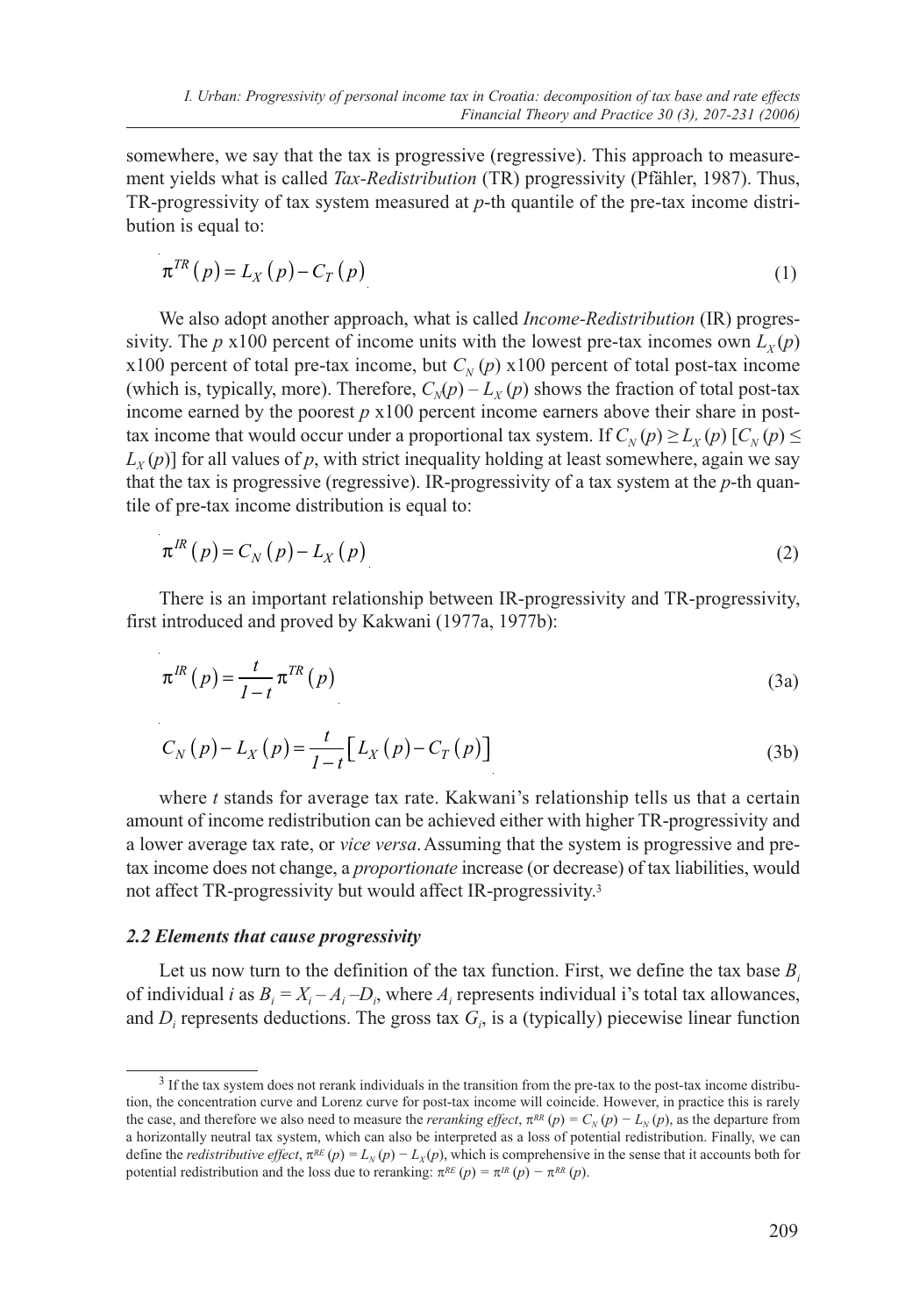somewhere, we say that the tax is progressive (regressive). This approach to measurement yields what is called *Tax-Redistribution* (TR) progressivity (Pfähler, 1987). Thus, TR-progressivity of tax system measured at *p*-th quantile of the pre-tax income distribution is equal to:

$$\pi^{TR}(p) = L_X(p) - C_T(p) \tag{1}$$

We also adopt another approach, what is called *Income-Redistribution* (IR) progressivity. The $p$ x100 percent of income units with the lowest pre-tax incomes own $L_X(p)$ x100 percent of total pre-tax income, but $C_N(p)$ x100 percent of total post-tax income (which is, typically, more). Therefore, $C_N(p) - L_X(p)$ shows the fraction of total post-tax income earned by the poorest $p$ x100 percent income earners above their share in post-tax income that would occur under a proportional tax system. If $C_N(p) \geq L_X(p)$ $[C_N(p) \leq L_X(p)]$ for all values of $p$, with strict inequality holding at least somewhere, again we say that the tax is progressive (regressive). IR-progressivity of a tax system at the $p$-th quantile of pre-tax income distribution is equal to:

$$\pi^{IR}(p) = C_N(p) - L_X(p) \tag{2}$$

There is an important relationship between IR-progressivity and TR-progressivity, first introduced and proved by Kakwani (1977a, 1977b):

$$\pi^{IR}(p) = \frac{t}{1-t}\pi^{TR}(p) \tag{3a}$$

$$C_N(p) - L_X(p) = \frac{t}{1-t}\left[L_X(p) - C_T(p)\right] \tag{3b}$$

where $t$ stands for average tax rate. Kakwani's relationship tells us that a certain amount of income redistribution can be achieved either with higher TR-progressivity and a lower average tax rate, or *vice versa*. Assuming that the system is progressive and pre-tax income does not change, a *proportionate* increase (or decrease) of tax liabilities, would not affect TR-progressivity but would affect IR-progressivity.[3]

### *2.2 Elements that cause progressivity*

Let us now turn to the definition of the tax function. First, we define the tax base $B_i$ of individual $i$ as $B_i = X_i - A_i - D_i$, where $A_i$ represents individual i's total tax allowances, and $D_i$ represents deductions. The gross tax $G_i$, is a (typically) piecewise linear function

[3] If the tax system does not rerank individuals in the transition from the pre-tax to the post-tax income distribution, the concentration curve and Lorenz curve for post-tax income will coincide. However, in practice this is rarely the case, and therefore we also need to measure the *reranking effect*, $\pi^{RR}(p) = C_N(p) - L_N(p)$, as the departure from a horizontally neutral tax system, which can also be interpreted as a loss of potential redistribution. Finally, we can define the *redistributive effect*, $\pi^{RE}(p) = L_N(p) - L_X(p)$, which is comprehensive in the sense that it accounts both for potential redistribution and the loss due to reranking: $\pi^{RE}(p) = \pi^{IR}(p) - \pi^{RR}(p)$.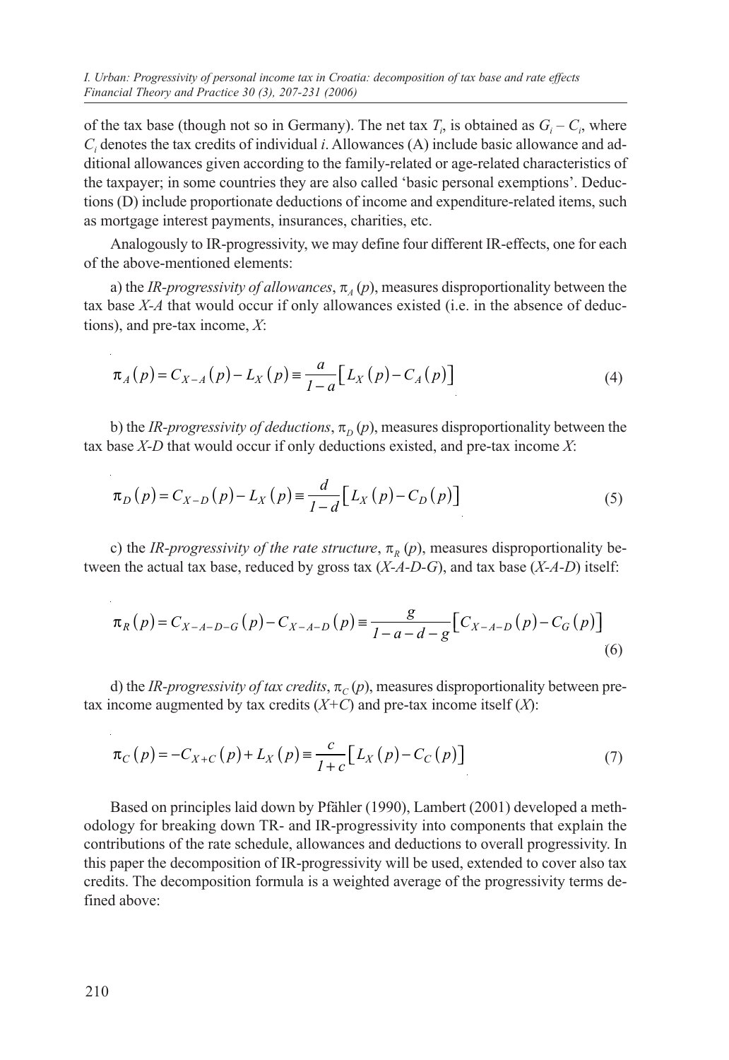of the tax base (though not so in Germany). The net tax $T_i$, is obtained as $G_i - C_i$, where $C_i$ denotes the tax credits of individual *i*. Allowances (A) include basic allowance and additional allowances given according to the family-related or age-related characteristics of the taxpayer; in some countries they are also called 'basic personal exemptions'. Deductions (D) include proportionate deductions of income and expenditure-related items, such as mortgage interest payments, insurances, charities, etc.

Analogously to IR-progressivity, we may define four different IR-effects, one for each of the above-mentioned elements:

a) the *IR-progressivity of allowances*, $\pi_A(p)$, measures disproportionality between the tax base *X-A* that would occur if only allowances existed (i.e. in the absence of deductions), and pre-tax income, *X*:

$$\pi_A(p) = C_{X-A}(p) - L_X(p) \equiv \frac{a}{1-a}\left[L_X(p) - C_A(p)\right] \tag{4}$$

b) the *IR-progressivity of deductions*, $\pi_D(p)$, measures disproportionality between the tax base *X-D* that would occur if only deductions existed, and pre-tax income *X*:

$$\pi_D(p) = C_{X-D}(p) - L_X(p) \equiv \frac{d}{1-d}\left[L_X(p) - C_D(p)\right] \tag{5}$$

c) the *IR-progressivity of the rate structure*, $\pi_R(p)$, measures disproportionality between the actual tax base, reduced by gross tax (*X-A-D-G*), and tax base (*X-A-D*) itself:

$$\pi_R(p) = C_{X-A-D-G}(p) - C_{X-A-D}(p) \equiv \frac{g}{1-a-d-g}\left[C_{X-A-D}(p) - C_G(p)\right] \tag{6}$$

d) the *IR-progressivity of tax credits*, $\pi_C(p)$, measures disproportionality between pre-tax income augmented by tax credits (*X+C*) and pre-tax income itself (*X*):

$$\pi_C(p) = -C_{X+C}(p) + L_X(p) \equiv \frac{c}{1+c}\left[L_X(p) - C_C(p)\right] \tag{7}$$

Based on principles laid down by Pfähler (1990), Lambert (2001) developed a methodology for breaking down TR- and IR-progressivity into components that explain the contributions of the rate schedule, allowances and deductions to overall progressivity. In this paper the decomposition of IR-progressivity will be used, extended to cover also tax credits. The decomposition formula is a weighted average of the progressivity terms defined above: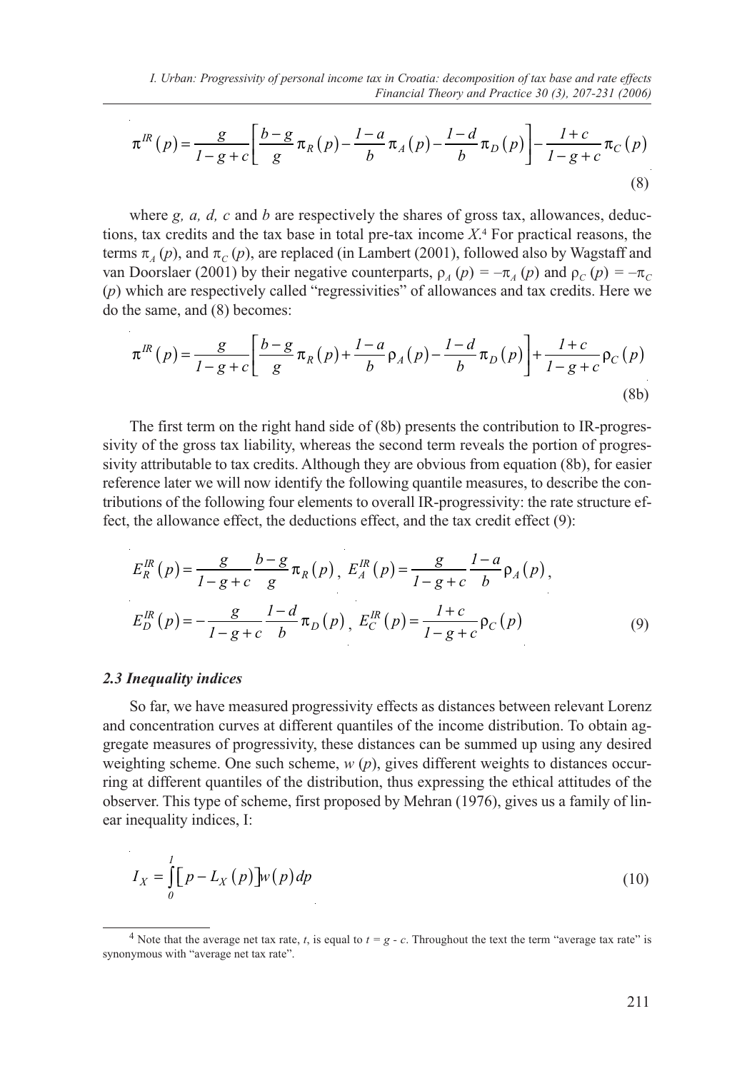$$\pi^{IR}(p) = \frac{g}{1-g+c}\left[\frac{b-g}{g}\pi_R(p) - \frac{1-a}{b}\pi_A(p) - \frac{1-d}{b}\pi_D(p)\right] - \frac{1+c}{1-g+c}\pi_C(p) \tag{8}$$

where *g, a, d, c* and *b* are respectively the shares of gross tax, allowances, deductions, tax credits and the tax base in total pre-tax income *X*.[4] For practical reasons, the terms $\pi_A(p)$, and $\pi_C(p)$, are replaced (in Lambert (2001), followed also by Wagstaff and van Doorslaer (2001) by their negative counterparts, $\rho_A(p) = -\pi_A(p)$ and $\rho_C(p) = -\pi_C(p)$ which are respectively called "regressivities" of allowances and tax credits. Here we do the same, and (8) becomes:

$$\pi^{IR}(p) = \frac{g}{1-g+c}\left[\frac{b-g}{g}\pi_R(p) + \frac{1-a}{b}\rho_A(p) - \frac{1-d}{b}\pi_D(p)\right] + \frac{1+c}{1-g+c}\rho_C(p) \tag{8b}$$

The first term on the right hand side of (8b) presents the contribution to IR-progressivity of the gross tax liability, whereas the second term reveals the portion of progressivity attributable to tax credits. Although they are obvious from equation (8b), for easier reference later we will now identify the following quantile measures, to describe the contributions of the following four elements to overall IR-progressivity: the rate structure effect, the allowance effect, the deductions effect, and the tax credit effect (9):

$$E_R^{IR}(p) = \frac{g}{1-g+c}\frac{b-g}{g}\pi_R(p),\ E_A^{IR}(p) = \frac{g}{1-g+c}\frac{1-a}{b}\rho_A(p),$$
$$E_D^{IR}(p) = -\frac{g}{1-g+c}\frac{1-d}{b}\pi_D(p),\ E_C^{IR}(p) = \frac{1+c}{1-g+c}\rho_C(p) \tag{9}$$

### *2.3 Inequality indices*

So far, we have measured progressivity effects as distances between relevant Lorenz and concentration curves at different quantiles of the income distribution. To obtain aggregate measures of progressivity, these distances can be summed up using any desired weighting scheme. One such scheme, $w(p)$, gives different weights to distances occurring at different quantiles of the distribution, thus expressing the ethical attitudes of the observer. This type of scheme, first proposed by Mehran (1976), gives us a family of linear inequality indices, I:

$$I_X = \int_0^1 \left[p - L_X(p)\right] w(p)\,dp \tag{10}$$

---

[4] Note that the average net tax rate, *t*, is equal to $t = g - c$. Throughout the text the term "average tax rate" is synonymous with "average net tax rate".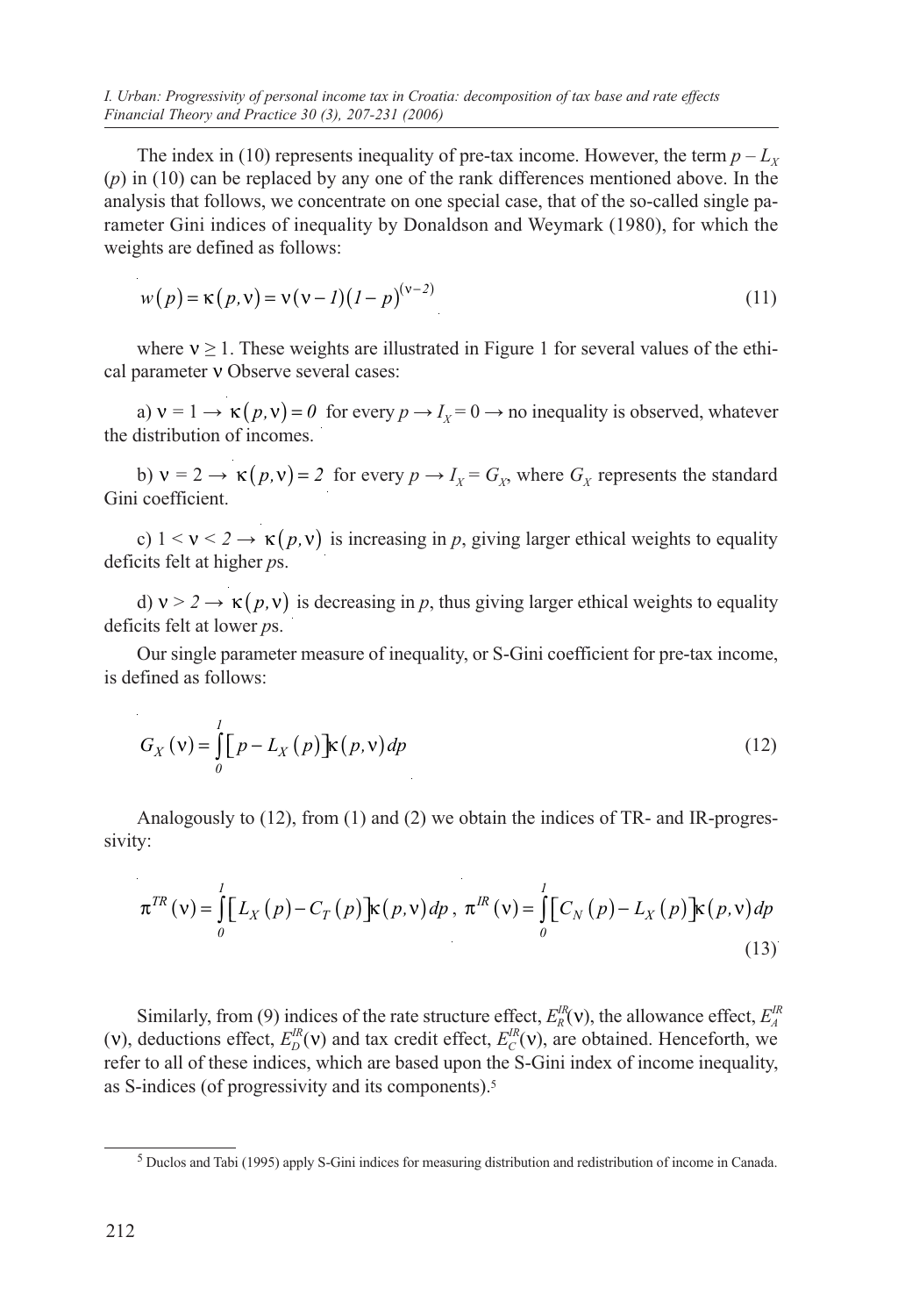The index in (10) represents inequality of pre-tax income. However, the term $p - L_X(p)$ in (10) can be replaced by any one of the rank differences mentioned above. In the analysis that follows, we concentrate on one special case, that of the so-called single parameter Gini indices of inequality by Donaldson and Weymark (1980), for which the weights are defined as follows:

$$w(p) = \kappa(p,\nu) = \nu(\nu-1)(1-p)^{(\nu-2)} \tag{11}$$

where $\nu \geq 1$. These weights are illustrated in Figure 1 for several values of the ethical parameter $\nu$ Observe several cases:

a) $\nu = 1 \rightarrow \kappa(p,\nu) = 0$ for every $p \rightarrow I_X = 0 \rightarrow$ no inequality is observed, whatever the distribution of incomes.

b) $\nu = 2 \rightarrow \kappa(p,\nu) = 2$ for every $p \rightarrow I_X = G_X$, where $G_X$ represents the standard Gini coefficient.

c) $1 < \nu < 2 \rightarrow \kappa(p,\nu)$ is increasing in $p$, giving larger ethical weights to equality deficits felt at higher $p$s.

d) $\nu > 2 \rightarrow \kappa(p,\nu)$ is decreasing in $p$, thus giving larger ethical weights to equality deficits felt at lower $p$s.

Our single parameter measure of inequality, or S-Gini coefficient for pre-tax income, is defined as follows:

$$G_X(\nu) = \int_0^1 \left[p - L_X(p)\right]\kappa(p,\nu)\,dp \tag{12}$$

Analogously to (12), from (1) and (2) we obtain the indices of TR- and IR-progressivity:

$$\pi^{TR}(\nu) = \int_0^1 \left[L_X(p) - C_T(p)\right]\kappa(p,\nu)\,dp\,,\ \pi^{IR}(\nu) = \int_0^1 \left[C_N(p) - L_X(p)\right]\kappa(p,\nu)\,dp \tag{13}$$

Similarly, from (9) indices of the rate structure effect, $E_R^{IR}(\nu)$, the allowance effect, $E_A^{IR}(\nu)$, deductions effect, $E_D^{IR}(\nu)$ and tax credit effect, $E_C^{IR}(\nu)$, are obtained. Henceforth, we refer to all of these indices, which are based upon the S-Gini index of income inequality, as S-indices (of progressivity and its components).[5]

[5] Duclos and Tabi (1995) apply S-Gini indices for measuring distribution and redistribution of income in Canada.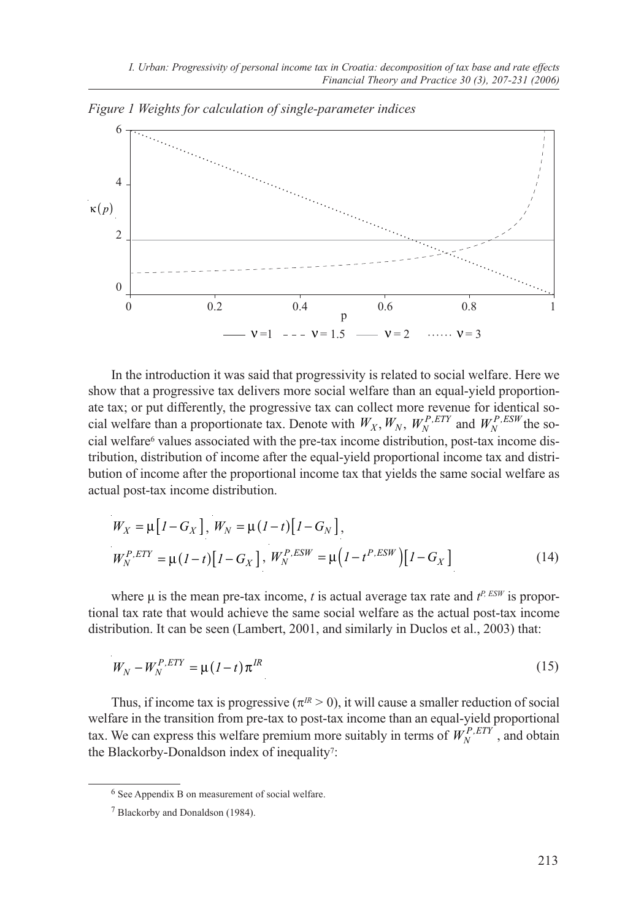*Figure 1 Weights for calculation of single-parameter indices*

In the introduction it was said that progressivity is related to social welfare. Here we show that a progressive tax delivers more social welfare than an equal-yield proportionate tax; or put differently, the progressive tax can collect more revenue for identical social welfare than a proportionate tax. Denote with $W_X, W_N, W_N^{P,ETY}$ and $W_N^{P,ESW}$ the social welfare[6] values associated with the pre-tax income distribution, post-tax income distribution, distribution of income after the equal-yield proportional income tax and distribution of income after the proportional income tax that yields the same social welfare as actual post-tax income distribution.

$$
\begin{aligned}
&W_X = \mu\left[1 - G_X\right],\ W_N = \mu(1-t)\left[1 - G_N\right], \\
&W_N^{P,ETY} = \mu(1-t)\left[1 - G_X\right],\ W_N^{P,ESW} = \mu\left(1 - t^{P,ESW}\right)\left[1 - G_X\right]
\end{aligned}
\tag{14}
$$

where $\mu$ is the mean pre-tax income, $t$ is actual average tax rate and $t^{P,ESW}$ is proportional tax rate that would achieve the same social welfare as the actual post-tax income distribution. It can be seen (Lambert, 2001, and similarly in Duclos et al., 2003) that:

$$
W_N - W_N^{P,ETY} = \mu(1-t)\pi^{IR} \tag{15}
$$

Thus, if income tax is progressive ($\pi^{IR} > 0$), it will cause a smaller reduction of social welfare in the transition from pre-tax to post-tax income than an equal-yield proportional tax. We can express this welfare premium more suitably in terms of $W_N^{P,ETY}$, and obtain the Blackorby-Donaldson index of inequality[7]:

[6] See Appendix B on measurement of social welfare.

[7] Blackorby and Donaldson (1984).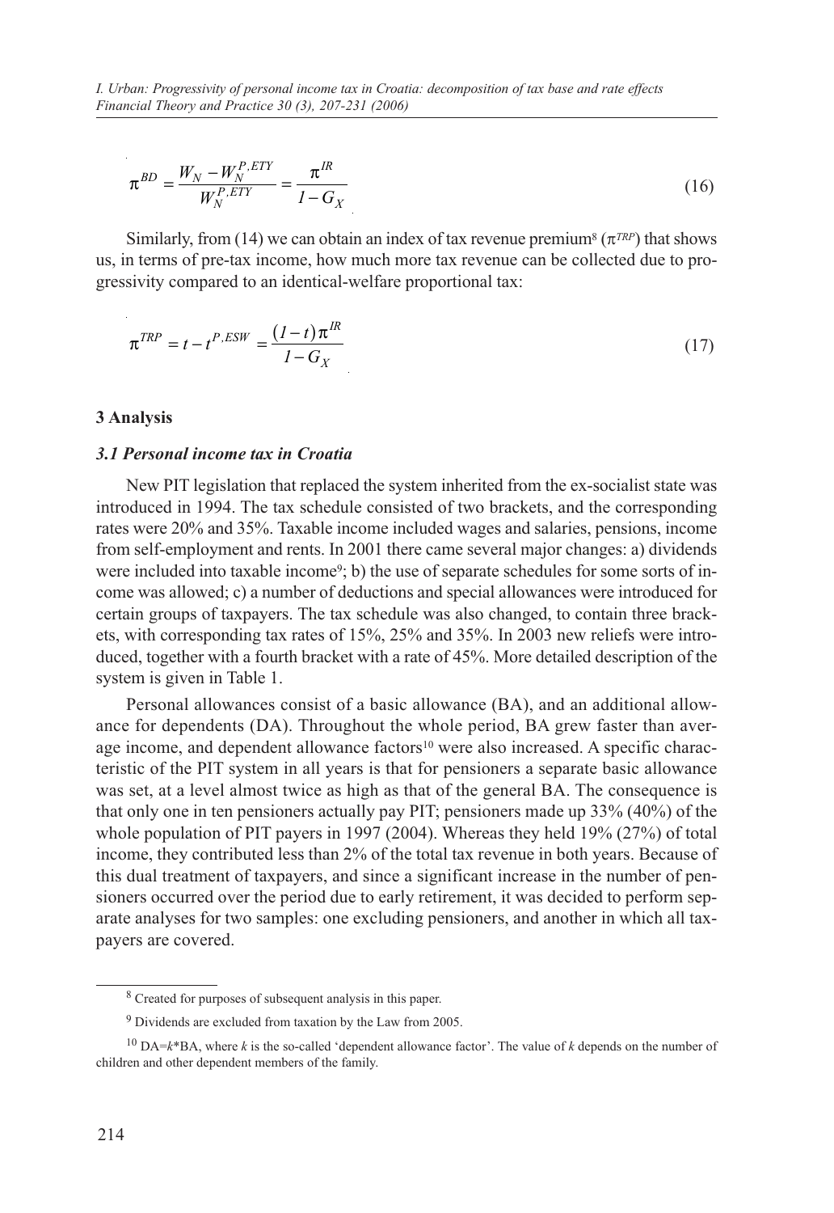$$\pi^{BD} = \frac{W_N - W_N^{P,ETY}}{W_N^{P,ETY}} = \frac{\pi^{IR}}{1 - G_X} \tag{16}$$

Similarly, from (14) we can obtain an index of tax revenue premium[8] ($\pi^{TRP}$) that shows us, in terms of pre-tax income, how much more tax revenue can be collected due to progressivity compared to an identical-welfare proportional tax:

$$\pi^{TRP} = t - t^{P,ESW} = \frac{(1-t)\pi^{IR}}{1 - G_X} \tag{17}$$

### 3 Analysis

#### *3.1 Personal income tax in Croatia*

New PIT legislation that replaced the system inherited from the ex-socialist state was introduced in 1994. The tax schedule consisted of two brackets, and the corresponding rates were 20% and 35%. Taxable income included wages and salaries, pensions, income from self-employment and rents. In 2001 there came several major changes: a) dividends were included into taxable income[9]; b) the use of separate schedules for some sorts of income was allowed; c) a number of deductions and special allowances were introduced for certain groups of taxpayers. The tax schedule was also changed, to contain three brackets, with corresponding tax rates of 15%, 25% and 35%. In 2003 new reliefs were introduced, together with a fourth bracket with a rate of 45%. More detailed description of the system is given in Table 1.

Personal allowances consist of a basic allowance (BA), and an additional allowance for dependents (DA). Throughout the whole period, BA grew faster than average income, and dependent allowance factors[10] were also increased. A specific characteristic of the PIT system in all years is that for pensioners a separate basic allowance was set, at a level almost twice as high as that of the general BA. The consequence is that only one in ten pensioners actually pay PIT; pensioners made up 33% (40%) of the whole population of PIT payers in 1997 (2004). Whereas they held 19% (27%) of total income, they contributed less than 2% of the total tax revenue in both years. Because of this dual treatment of taxpayers, and since a significant increase in the number of pensioners occurred over the period due to early retirement, it was decided to perform separate analyses for two samples: one excluding pensioners, and another in which all taxpayers are covered.

---

[8] Created for purposes of subsequent analysis in this paper.

[9] Dividends are excluded from taxation by the Law from 2005.

[10] DA=*k*\*BA, where *k* is the so-called 'dependent allowance factor'. The value of *k* depends on the number of children and other dependent members of the family.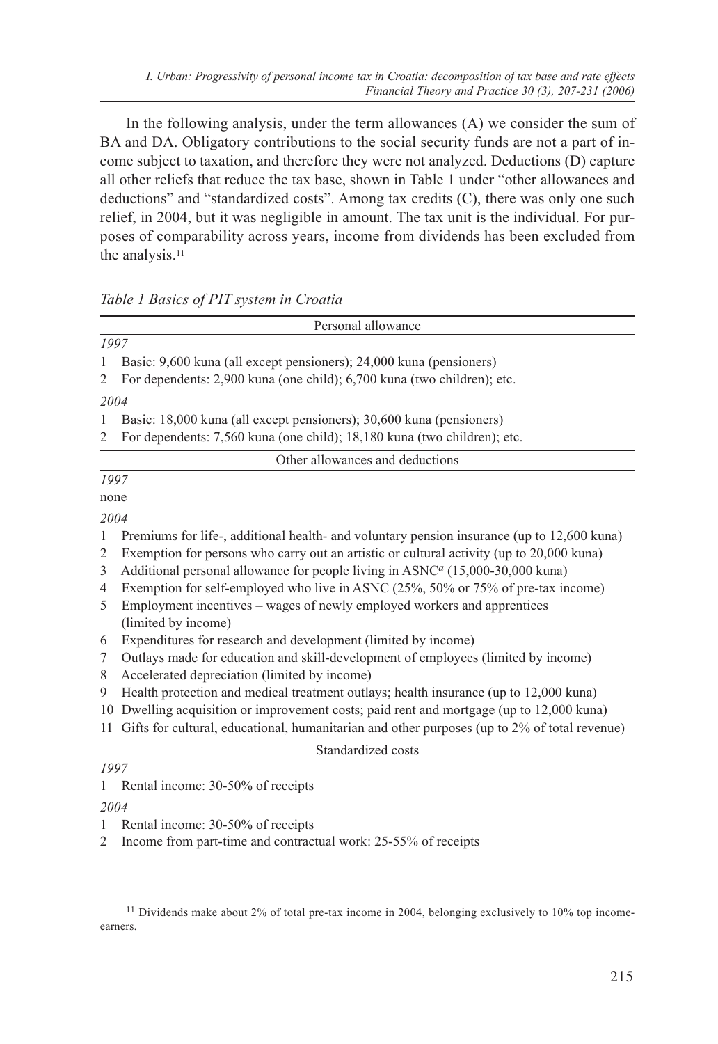In the following analysis, under the term allowances (A) we consider the sum of BA and DA. Obligatory contributions to the social security funds are not a part of income subject to taxation, and therefore they were not analyzed. Deductions (D) capture all other reliefs that reduce the tax base, shown in Table 1 under "other allowances and deductions" and "standardized costs". Among tax credits (C), there was only one such relief, in 2004, but it was negligible in amount. The tax unit is the individual. For purposes of comparability across years, income from dividends has been excluded from the analysis.[11]

*Table 1 Basics of PIT system in Croatia*

| Personal allowance |
|---|
| *1997* |
| 1 Basic: 9,600 kuna (all except pensioners); 24,000 kuna (pensioners) |
| 2 For dependents: 2,900 kuna (one child); 6,700 kuna (two children); etc. |
| *2004* |
| 1 Basic: 18,000 kuna (all except pensioners); 30,600 kuna (pensioners) |
| 2 For dependents: 7,560 kuna (one child); 18,180 kuna (two children); etc. |
| **Other allowances and deductions** |
| *1997* |
| none |
| *2004* |
| 1 Premiums for life-, additional health- and voluntary pension insurance (up to 12,600 kuna) |
| 2 Exemption for persons who carry out an artistic or cultural activity (up to 20,000 kuna) |
| 3 Additional personal allowance for people living in ASNC[a] (15,000-30,000 kuna) |
| 4 Exemption for self-employed who live in ASNC (25%, 50% or 75% of pre-tax income) |
| 5 Employment incentives – wages of newly employed workers and apprentices (limited by income) |
| 6 Expenditures for research and development (limited by income) |
| 7 Outlays made for education and skill-development of employees (limited by income) |
| 8 Accelerated depreciation (limited by income) |
| 9 Health protection and medical treatment outlays; health insurance (up to 12,000 kuna) |
| 10 Dwelling acquisition or improvement costs; paid rent and mortgage (up to 12,000 kuna) |
| 11 Gifts for cultural, educational, humanitarian and other purposes (up to 2% of total revenue) |
| **Standardized costs** |
| *1997* |
| 1 Rental income: 30-50% of receipts |
| *2004* |
| 1 Rental income: 30-50% of receipts |
| 2 Income from part-time and contractual work: 25-55% of receipts |

[11] Dividends make about 2% of total pre-tax income in 2004, belonging exclusively to 10% top income-earners.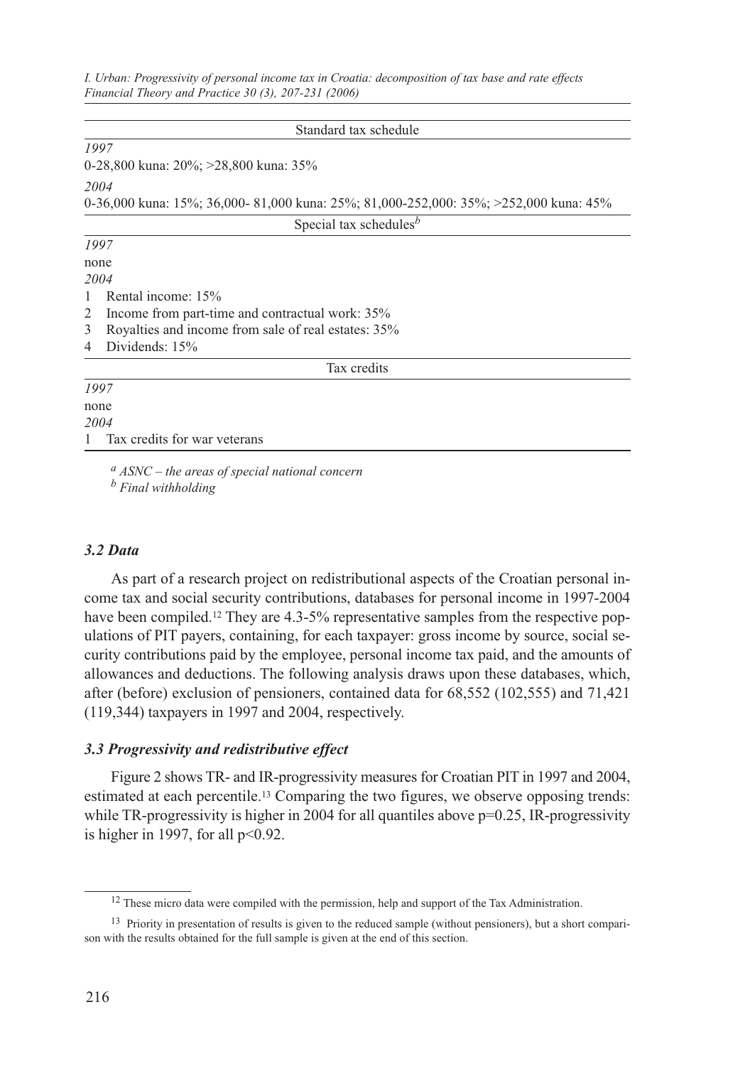| Standard tax schedule |
|---|
| *1997* |
| 0-28,800 kuna: 20%; >28,800 kuna: 35% |
| *2004* |
| 0-36,000 kuna: 15%; 36,000- 81,000 kuna: 25%; 81,000-252,000: 35%; >252,000 kuna: 45% |
| Special tax schedules[b] |
| *1997* |
| none |
| *2004* |
| 1 Rental income: 15% |
| 2 Income from part-time and contractual work: 35% |
| 3 Royalties and income from sale of real estates: 35% |
| 4 Dividends: 15% |
| Tax credits |
| *1997* |
| none |
| *2004* |
| 1 Tax credits for war veterans |

[a] *ASNC – the areas of special national concern*
[b] *Final withholding*

### *3.2 Data*

As part of a research project on redistributional aspects of the Croatian personal income tax and social security contributions, databases for personal income in 1997-2004 have been compiled.[12] They are 4.3-5% representative samples from the respective populations of PIT payers, containing, for each taxpayer: gross income by source, social security contributions paid by the employee, personal income tax paid, and the amounts of allowances and deductions. The following analysis draws upon these databases, which, after (before) exclusion of pensioners, contained data for 68,552 (102,555) and 71,421 (119,344) taxpayers in 1997 and 2004, respectively.

### *3.3 Progressivity and redistributive effect*

Figure 2 shows TR- and IR-progressivity measures for Croatian PIT in 1997 and 2004, estimated at each percentile.[13] Comparing the two figures, we observe opposing trends: while TR-progressivity is higher in 2004 for all quantiles above $p=0.25$, IR-progressivity is higher in 1997, for all $p<0.92$.

[12] These micro data were compiled with the permission, help and support of the Tax Administration.

[13] Priority in presentation of results is given to the reduced sample (without pensioners), but a short comparison with the results obtained for the full sample is given at the end of this section.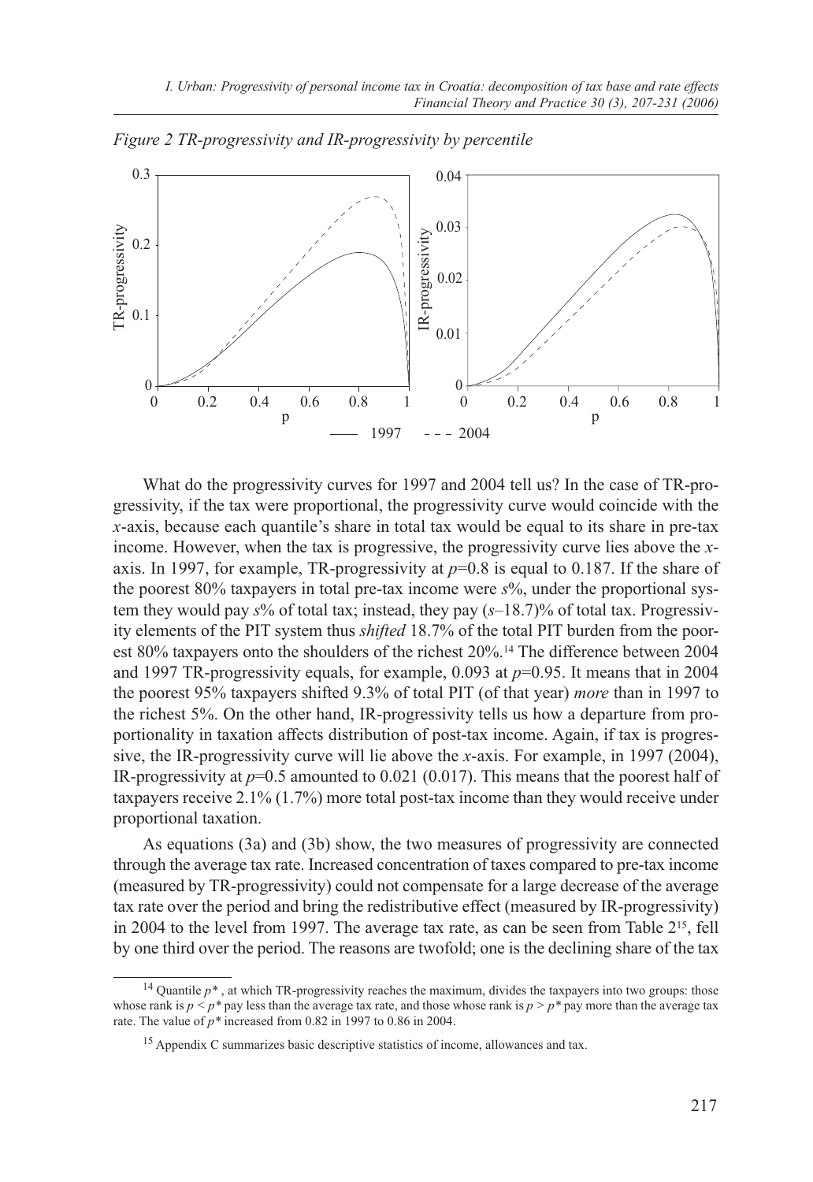*Figure 2 TR-progressivity and IR-progressivity by percentile*

What do the progressivity curves for 1997 and 2004 tell us? In the case of TR-progressivity, if the tax were proportional, the progressivity curve would coincide with the *x*-axis, because each quantile's share in total tax would be equal to its share in pre-tax income. However, when the tax is progressive, the progressivity curve lies above the *x*-axis. In 1997, for example, TR-progressivity at $p$=0.8 is equal to 0.187. If the share of the poorest 80% taxpayers in total pre-tax income were $s$%, under the proportional system they would pay $s$% of total tax; instead, they pay ($s$–18.7)% of total tax. Progressivity elements of the PIT system thus *shifted* 18.7% of the total PIT burden from the poorest 80% taxpayers onto the shoulders of the richest 20%.[14] The difference between 2004 and 1997 TR-progressivity equals, for example, 0.093 at $p$=0.95. It means that in 2004 the poorest 95% taxpayers shifted 9.3% of total PIT (of that year) *more* than in 1997 to the richest 5%. On the other hand, IR-progressivity tells us how a departure from proportionality in taxation affects distribution of post-tax income. Again, if tax is progressive, the IR-progressivity curve will lie above the *x*-axis. For example, in 1997 (2004), IR-progressivity at $p$=0.5 amounted to 0.021 (0.017). This means that the poorest half of taxpayers receive 2.1% (1.7%) more total post-tax income than they would receive under proportional taxation.

As equations (3a) and (3b) show, the two measures of progressivity are connected through the average tax rate. Increased concentration of taxes compared to pre-tax income (measured by TR-progressivity) could not compensate for a large decrease of the average tax rate over the period and bring the redistributive effect (measured by IR-progressivity) in 2004 to the level from 1997. The average tax rate, as can be seen from Table 2[15], fell by one third over the period. The reasons are twofold; one is the declining share of the tax

[14] Quantile $p^*$, at which TR-progressivity reaches the maximum, divides the taxpayers into two groups: those whose rank is $p < p^*$ pay less than the average tax rate, and those whose rank is $p > p^*$ pay more than the average tax rate. The value of $p^*$ increased from 0.82 in 1997 to 0.86 in 2004.

[15] Appendix C summarizes basic descriptive statistics of income, allowances and tax.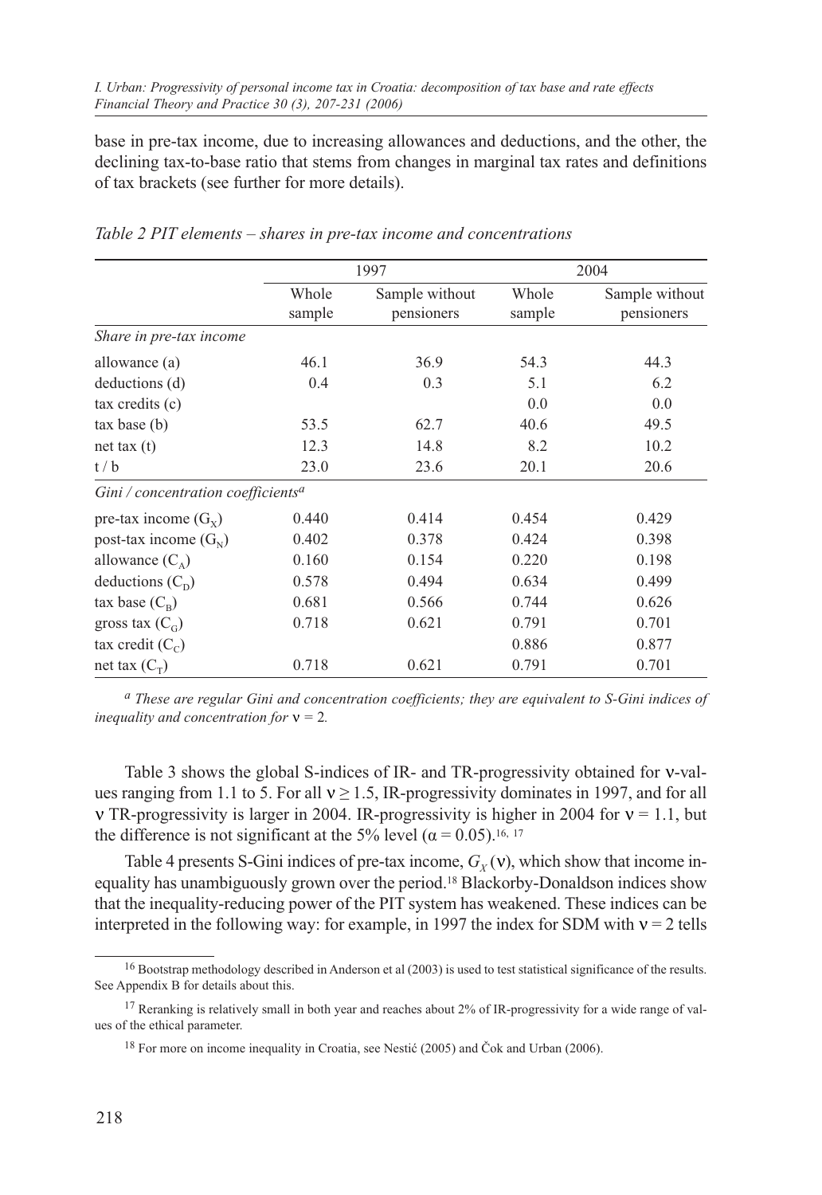base in pre-tax income, due to increasing allowances and deductions, and the other, the declining tax-to-base ratio that stems from changes in marginal tax rates and definitions of tax brackets (see further for more details).

*Table 2 PIT elements – shares in pre-tax income and concentrations*

| | 1997 | | 2004 | |
|---|---|---|---|---|
| | Whole sample | Sample without pensioners | Whole sample | Sample without pensioners |
| *Share in pre-tax income* | | | | |
| allowance (a) | 46.1 | 36.9 | 54.3 | 44.3 |
| deductions (d) | 0.4 | 0.3 | 5.1 | 6.2 |
| tax credits (c) | | | 0.0 | 0.0 |
| tax base (b) | 53.5 | 62.7 | 40.6 | 49.5 |
| net tax (t) | 12.3 | 14.8 | 8.2 | 10.2 |
| t / b | 23.0 | 23.6 | 20.1 | 20.6 |
| *Gini / concentration coefficients*[a] | | | | |
| pre-tax income ($G_X$) | 0.440 | 0.414 | 0.454 | 0.429 |
| post-tax income ($G_N$) | 0.402 | 0.378 | 0.424 | 0.398 |
| allowance ($C_A$) | 0.160 | 0.154 | 0.220 | 0.198 |
| deductions ($C_D$) | 0.578 | 0.494 | 0.634 | 0.499 |
| tax base ($C_B$) | 0.681 | 0.566 | 0.744 | 0.626 |
| gross tax ($C_G$) | 0.718 | 0.621 | 0.791 | 0.701 |
| tax credit ($C_C$) | | | 0.886 | 0.877 |
| net tax ($C_T$) | 0.718 | 0.621 | 0.791 | 0.701 |

*[a] These are regular Gini and concentration coefficients; they are equivalent to S-Gini indices of inequality and concentration for $\nu = 2$.*

Table 3 shows the global S-indices of IR- and TR-progressivity obtained for $\nu$-values ranging from 1.1 to 5. For all $\nu \geq 1.5$, IR-progressivity dominates in 1997, and for all $\nu$ TR-progressivity is larger in 2004. IR-progressivity is higher in 2004 for $\nu = 1.1$, but the difference is not significant at the 5% level ($\alpha = 0.05$).[16, 17]

Table 4 presents S-Gini indices of pre-tax income, $G_X(\nu)$, which show that income inequality has unambiguously grown over the period.[18] Blackorby-Donaldson indices show that the inequality-reducing power of the PIT system has weakened. These indices can be interpreted in the following way: for example, in 1997 the index for SDM with $\nu = 2$ tells

[16] Bootstrap methodology described in Anderson et al (2003) is used to test statistical significance of the results. See Appendix B for details about this.

[17] Reranking is relatively small in both year and reaches about 2% of IR-progressivity for a wide range of values of the ethical parameter.

[18] For more on income inequality in Croatia, see Nestić (2005) and Čok and Urban (2006).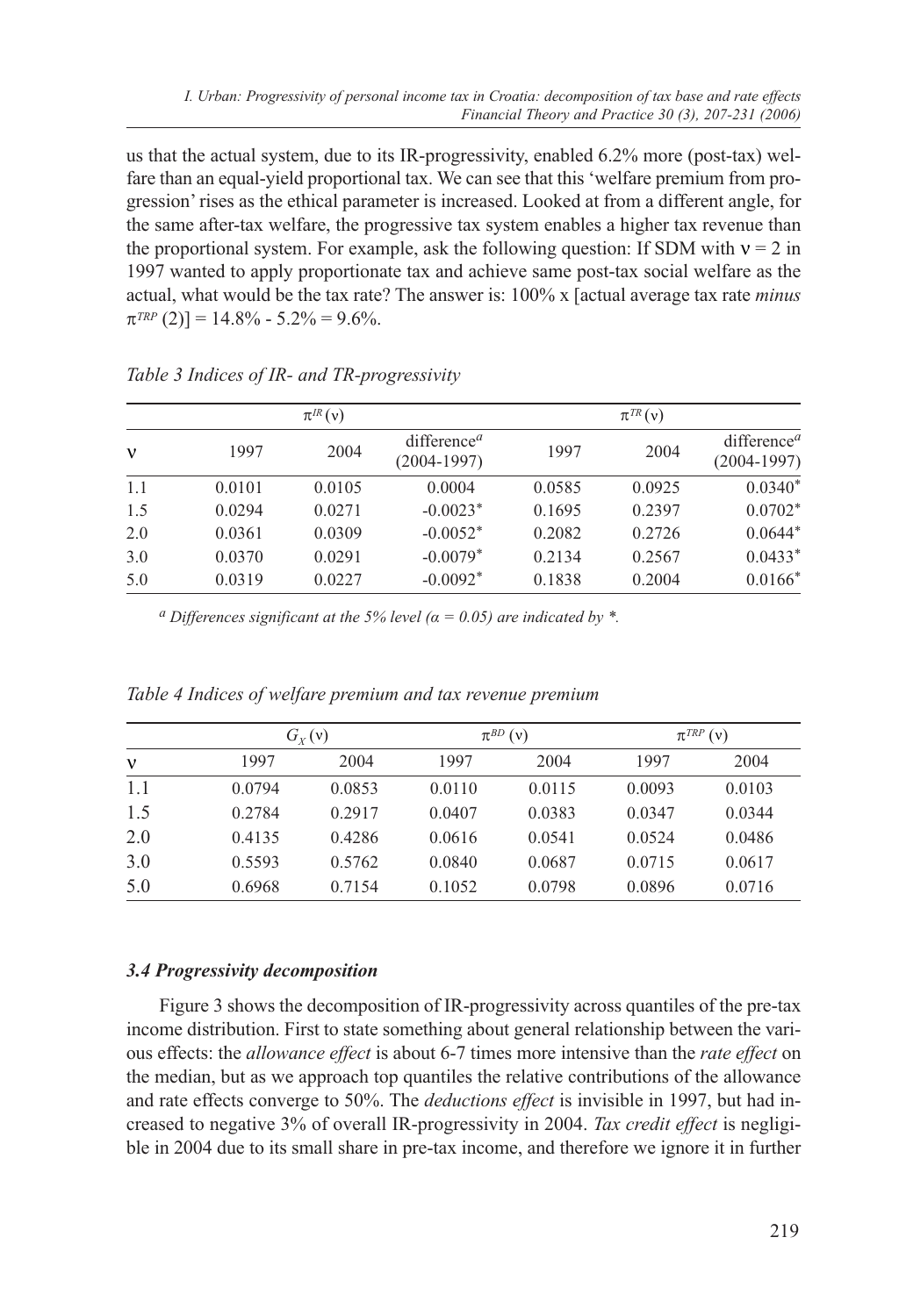us that the actual system, due to its IR-progressivity, enabled 6.2% more (post-tax) welfare than an equal-yield proportional tax. We can see that this 'welfare premium from progression' rises as the ethical parameter is increased. Looked at from a different angle, for the same after-tax welfare, the progressive tax system enables a higher tax revenue than the proportional system. For example, ask the following question: If SDM with $\nu = 2$ in 1997 wanted to apply proportionate tax and achieve same post-tax social welfare as the actual, what would be the tax rate? The answer is: 100% x [actual average tax rate *minus* $\pi^{TRP}(2)$] = 14.8% - 5.2% = 9.6%.

*Table 3 Indices of IR- and TR-progressivity*

| | $\pi^{IR}(\nu)$ | | | $\pi^{TR}(\nu)$ | | |
|---|---|---|---|---|---|---|
| $\nu$ | 1997 | 2004 | difference[a] (2004-1997) | 1997 | 2004 | difference[a] (2004-1997) |
| 1.1 | 0.0101 | 0.0105 | 0.0004 | 0.0585 | 0.0925 | 0.0340* |
| 1.5 | 0.0294 | 0.0271 | -0.0023* | 0.1695 | 0.2397 | 0.0702* |
| 2.0 | 0.0361 | 0.0309 | -0.0052* | 0.2082 | 0.2726 | 0.0644* |
| 3.0 | 0.0370 | 0.0291 | -0.0079* | 0.2134 | 0.2567 | 0.0433* |
| 5.0 | 0.0319 | 0.0227 | -0.0092* | 0.1838 | 0.2004 | 0.0166* |

[a] *Differences significant at the 5% level ($\alpha = 0.05$) are indicated by \*.*

*Table 4 Indices of welfare premium and tax revenue premium*

| | $G_X(\nu)$ | | $\pi^{BD}(\nu)$ | | $\pi^{TRP}(\nu)$ | |
|---|---|---|---|---|---|---|
| $\nu$ | 1997 | 2004 | 1997 | 2004 | 1997 | 2004 |
| 1.1 | 0.0794 | 0.0853 | 0.0110 | 0.0115 | 0.0093 | 0.0103 |
| 1.5 | 0.2784 | 0.2917 | 0.0407 | 0.0383 | 0.0347 | 0.0344 |
| 2.0 | 0.4135 | 0.4286 | 0.0616 | 0.0541 | 0.0524 | 0.0486 |
| 3.0 | 0.5593 | 0.5762 | 0.0840 | 0.0687 | 0.0715 | 0.0617 |
| 5.0 | 0.6968 | 0.7154 | 0.1052 | 0.0798 | 0.0896 | 0.0716 |

### *3.4 Progressivity decomposition*

Figure 3 shows the decomposition of IR-progressivity across quantiles of the pre-tax income distribution. First to state something about general relationship between the various effects: the *allowance effect* is about 6-7 times more intensive than the *rate effect* on the median, but as we approach top quantiles the relative contributions of the allowance and rate effects converge to 50%. The *deductions effect* is invisible in 1997, but had increased to negative 3% of overall IR-progressivity in 2004. *Tax credit effect* is negligible in 2004 due to its small share in pre-tax income, and therefore we ignore it in further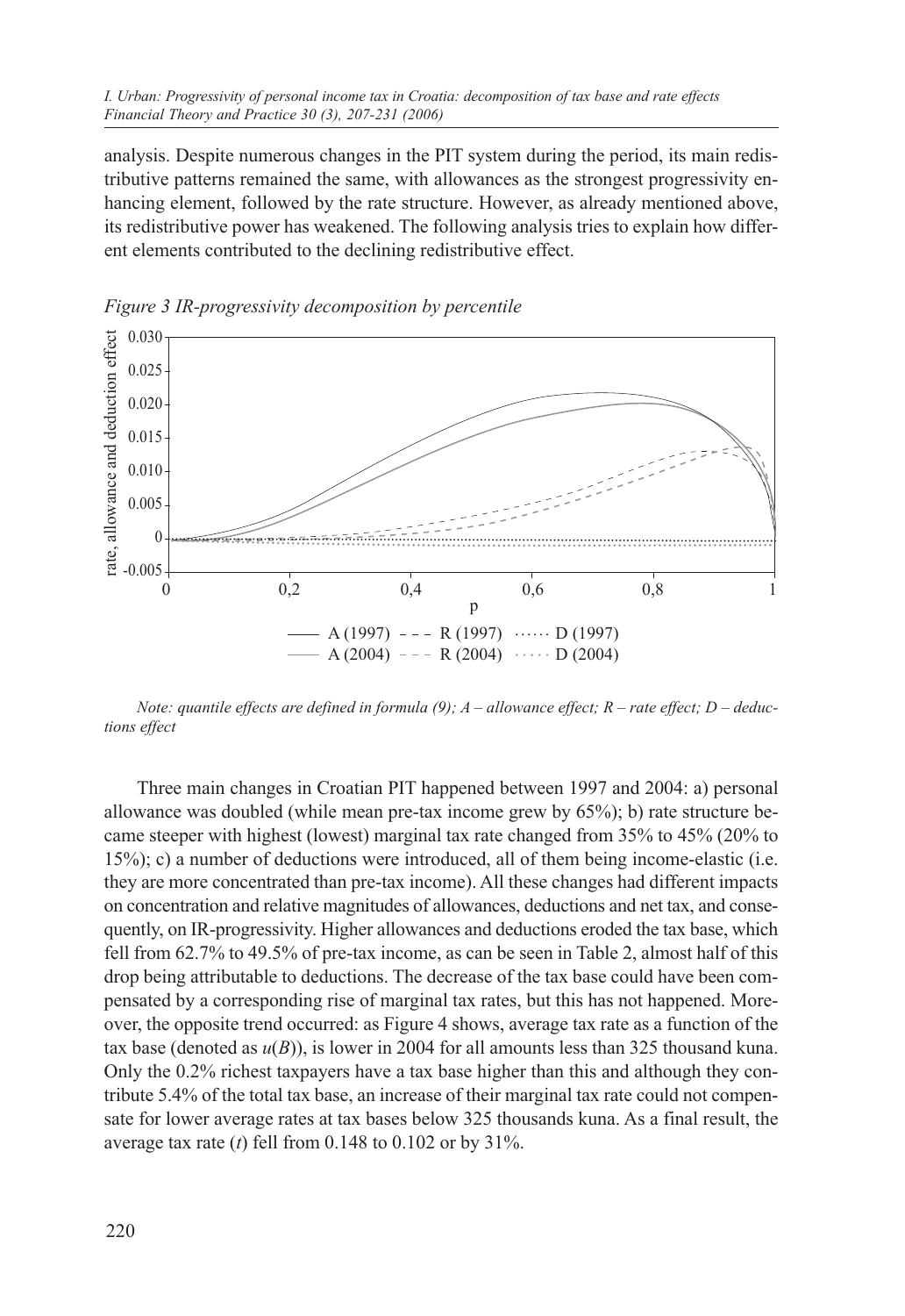analysis. Despite numerous changes in the PIT system during the period, its main redistributive patterns remained the same, with allowances as the strongest progressivity enhancing element, followed by the rate structure. However, as already mentioned above, its redistributive power has weakened. The following analysis tries to explain how different elements contributed to the declining redistributive effect.

*Figure 3 IR-progressivity decomposition by percentile*

*Note: quantile effects are defined in formula (9); A – allowance effect; R – rate effect; D – deductions effect*

Three main changes in Croatian PIT happened between 1997 and 2004: a) personal allowance was doubled (while mean pre-tax income grew by 65%); b) rate structure became steeper with highest (lowest) marginal tax rate changed from 35% to 45% (20% to 15%); c) a number of deductions were introduced, all of them being income-elastic (i.e. they are more concentrated than pre-tax income). All these changes had different impacts on concentration and relative magnitudes of allowances, deductions and net tax, and consequently, on IR-progressivity. Higher allowances and deductions eroded the tax base, which fell from 62.7% to 49.5% of pre-tax income, as can be seen in Table 2, almost half of this drop being attributable to deductions. The decrease of the tax base could have been compensated by a corresponding rise of marginal tax rates, but this has not happened. Moreover, the opposite trend occurred: as Figure 4 shows, average tax rate as a function of the tax base (denoted as $u(B)$), is lower in 2004 for all amounts less than 325 thousand kuna. Only the 0.2% richest taxpayers have a tax base higher than this and although they contribute 5.4% of the total tax base, an increase of their marginal tax rate could not compensate for lower average rates at tax bases below 325 thousands kuna. As a final result, the average tax rate ($t$) fell from 0.148 to 0.102 or by 31%.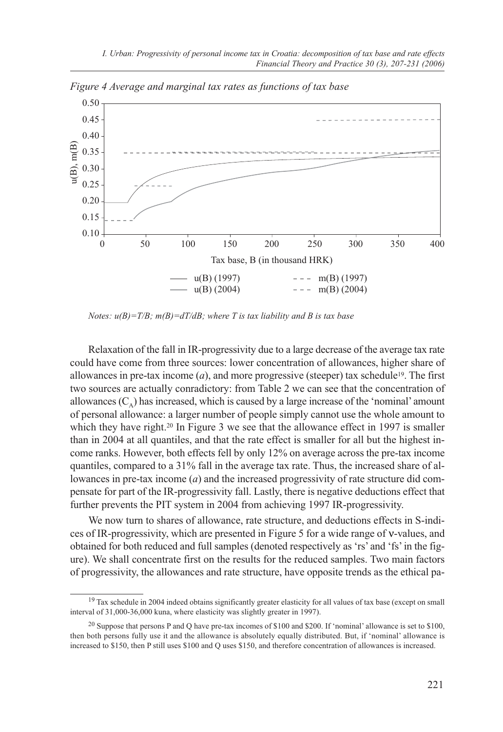*Figure 4 Average and marginal tax rates as functions of tax base*

*Notes: u(B)=T/B; m(B)=dT/dB; where T is tax liability and B is tax base*

Relaxation of the fall in IR-progressivity due to a large decrease of the average tax rate could have come from three sources: lower concentration of allowances, higher share of allowances in pre-tax income ($a$), and more progressive (steeper) tax schedule[19]. The first two sources are actually conradictory: from Table 2 we can see that the concentration of allowances ($C_A$) has increased, which is caused by a large increase of the 'nominal' amount of personal allowance: a larger number of people simply cannot use the whole amount to which they have right.[20] In Figure 3 we see that the allowance effect in 1997 is smaller than in 2004 at all quantiles, and that the rate effect is smaller for all but the highest income ranks. However, both effects fell by only 12% on average across the pre-tax income quantiles, compared to a 31% fall in the average tax rate. Thus, the increased share of allowances in pre-tax income ($a$) and the increased progressivity of rate structure did compensate for part of the IR-progressivity fall. Lastly, there is negative deductions effect that further prevents the PIT system in 2004 from achieving 1997 IR-progressivity.

We now turn to shares of allowance, rate structure, and deductions effects in S-indices of IR-progressivity, which are presented in Figure 5 for a wide range of ν-values, and obtained for both reduced and full samples (denoted respectively as 'rs' and 'fs' in the figure). We shall concentrate first on the results for the reduced samples. Two main factors of progressivity, the allowances and rate structure, have opposite trends as the ethical pa-

[19] Tax schedule in 2004 indeed obtains significantly greater elasticity for all values of tax base (except on small interval of 31,000-36,000 kuna, where elasticity was slightly greater in 1997).

[20] Suppose that persons P and Q have pre-tax incomes of \$100 and \$200. If 'nominal' allowance is set to \$100, then both persons fully use it and the allowance is absolutely equally distributed. But, if 'nominal' allowance is increased to \$150, then P still uses \$100 and Q uses \$150, and therefore concentration of allowances is increased.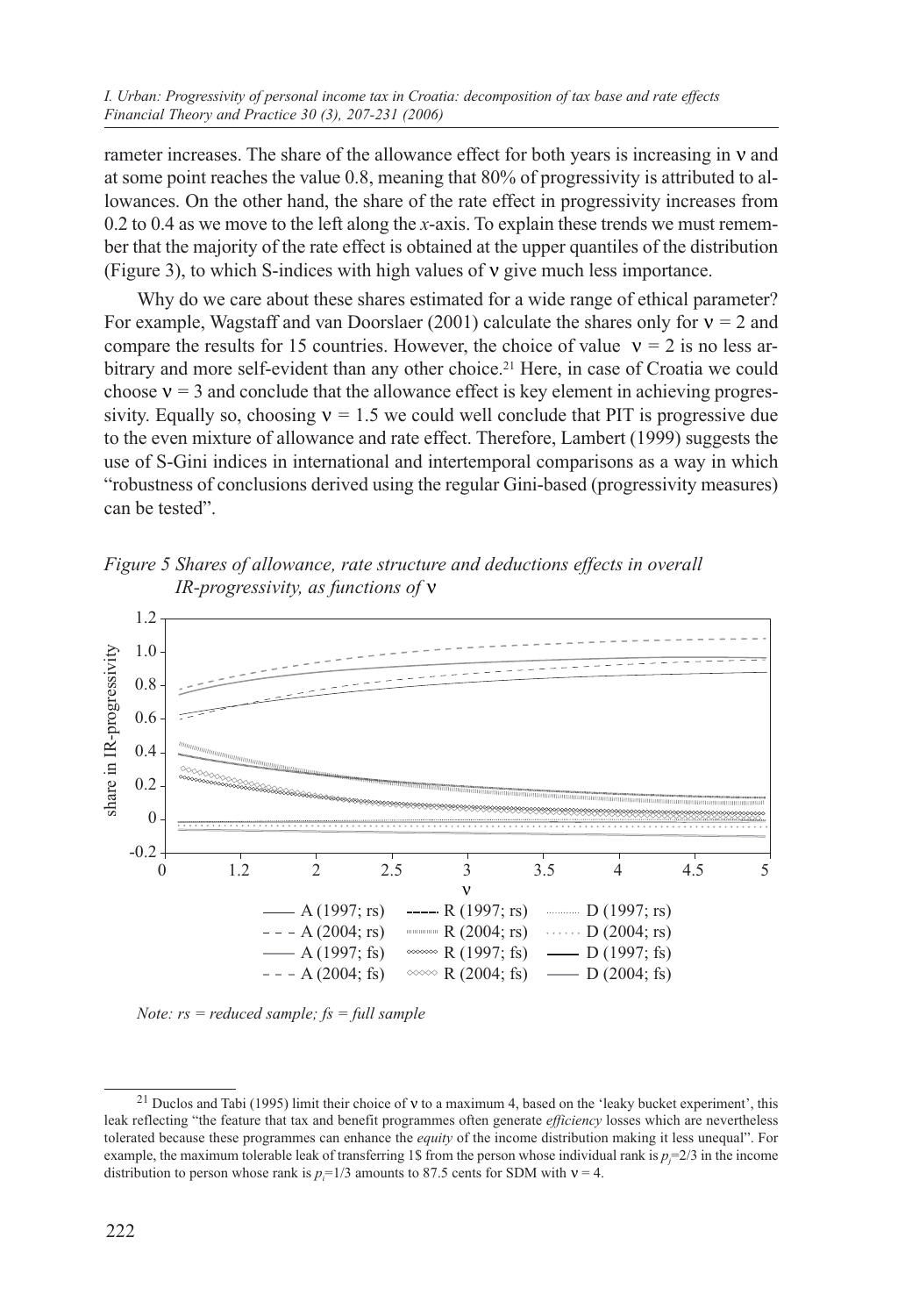rameter increases. The share of the allowance effect for both years is increasing in ν and at some point reaches the value 0.8, meaning that 80% of progressivity is attributed to allowances. On the other hand, the share of the rate effect in progressivity increases from 0.2 to 0.4 as we move to the left along the *x*-axis. To explain these trends we must remember that the majority of the rate effect is obtained at the upper quantiles of the distribution (Figure 3), to which S-indices with high values of ν give much less importance.

Why do we care about these shares estimated for a wide range of ethical parameter? For example, Wagstaff and van Doorslaer (2001) calculate the shares only for $\nu = 2$ and compare the results for 15 countries. However, the choice of value $\nu = 2$ is no less arbitrary and more self-evident than any other choice.[21] Here, in case of Croatia we could choose $\nu = 3$ and conclude that the allowance effect is key element in achieving progressivity. Equally so, choosing $\nu = 1.5$ we could well conclude that PIT is progressive due to the even mixture of allowance and rate effect. Therefore, Lambert (1999) suggests the use of S-Gini indices in international and intertemporal comparisons as a way in which "robustness of conclusions derived using the regular Gini-based (progressivity measures) can be tested".

*Figure 5 Shares of allowance, rate structure and deductions effects in overall IR-progressivity, as functions of* ν

*Note: rs = reduced sample; fs = full sample*

[21] Duclos and Tabi (1995) limit their choice of ν to a maximum 4, based on the 'leaky bucket experiment', this leak reflecting "the feature that tax and benefit programmes often generate *efficiency* losses which are nevertheless tolerated because these programmes can enhance the *equity* of the income distribution making it less unequal". For example, the maximum tolerable leak of transferring 1$ from the person whose individual rank is $p_j$=2/3 in the income distribution to person whose rank is $p_i$=1/3 amounts to 87.5 cents for SDM with $\nu = 4$.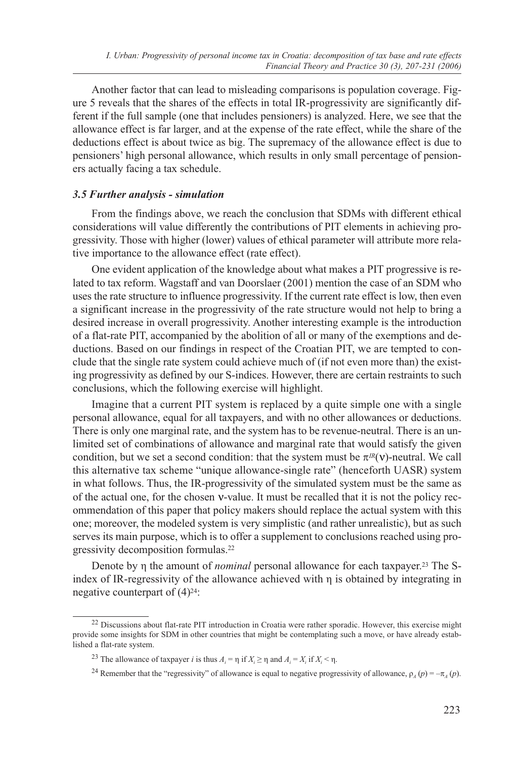Another factor that can lead to misleading comparisons is population coverage. Figure 5 reveals that the shares of the effects in total IR-progressivity are significantly different if the full sample (one that includes pensioners) is analyzed. Here, we see that the allowance effect is far larger, and at the expense of the rate effect, while the share of the deductions effect is about twice as big. The supremacy of the allowance effect is due to pensioners' high personal allowance, which results in only small percentage of pensioners actually facing a tax schedule.

### *3.5 Further analysis - simulation*

From the findings above, we reach the conclusion that SDMs with different ethical considerations will value differently the contributions of PIT elements in achieving progressivity. Those with higher (lower) values of ethical parameter will attribute more relative importance to the allowance effect (rate effect).

One evident application of the knowledge about what makes a PIT progressive is related to tax reform. Wagstaff and van Doorslaer (2001) mention the case of an SDM who uses the rate structure to influence progressivity. If the current rate effect is low, then even a significant increase in the progressivity of the rate structure would not help to bring a desired increase in overall progressivity. Another interesting example is the introduction of a flat-rate PIT, accompanied by the abolition of all or many of the exemptions and deductions. Based on our findings in respect of the Croatian PIT, we are tempted to conclude that the single rate system could achieve much of (if not even more than) the existing progressivity as defined by our S-indices. However, there are certain restraints to such conclusions, which the following exercise will highlight.

Imagine that a current PIT system is replaced by a quite simple one with a single personal allowance, equal for all taxpayers, and with no other allowances or deductions. There is only one marginal rate, and the system has to be revenue-neutral. There is an unlimited set of combinations of allowance and marginal rate that would satisfy the given condition, but we set a second condition: that the system must be $\pi^{IR}(\nu)$-neutral. We call this alternative tax scheme "unique allowance-single rate" (henceforth UASR) system in what follows. Thus, the IR-progressivity of the simulated system must be the same as of the actual one, for the chosen $\nu$-value. It must be recalled that it is not the policy recommendation of this paper that policy makers should replace the actual system with this one; moreover, the modeled system is very simplistic (and rather unrealistic), but as such serves its main purpose, which is to offer a supplement to conclusions reached using progressivity decomposition formulas.[22]

Denote by $\eta$ the amount of *nominal* personal allowance for each taxpayer.[23] The S-index of IR-regressivity of the allowance achieved with $\eta$ is obtained by integrating in negative counterpart of (4)[24]:

---

[22] Discussions about flat-rate PIT introduction in Croatia were rather sporadic. However, this exercise might provide some insights for SDM in other countries that might be contemplating such a move, or have already established a flat-rate system.

[23] The allowance of taxpayer $i$ is thus $A_i = \eta$ if $X_i \geq \eta$ and $A_i = X_i$ if $X_i < \eta$.

[24] Remember that the "regressivity" of allowance is equal to negative progressivity of allowance, $\rho_A(p) = -\pi_A(p)$.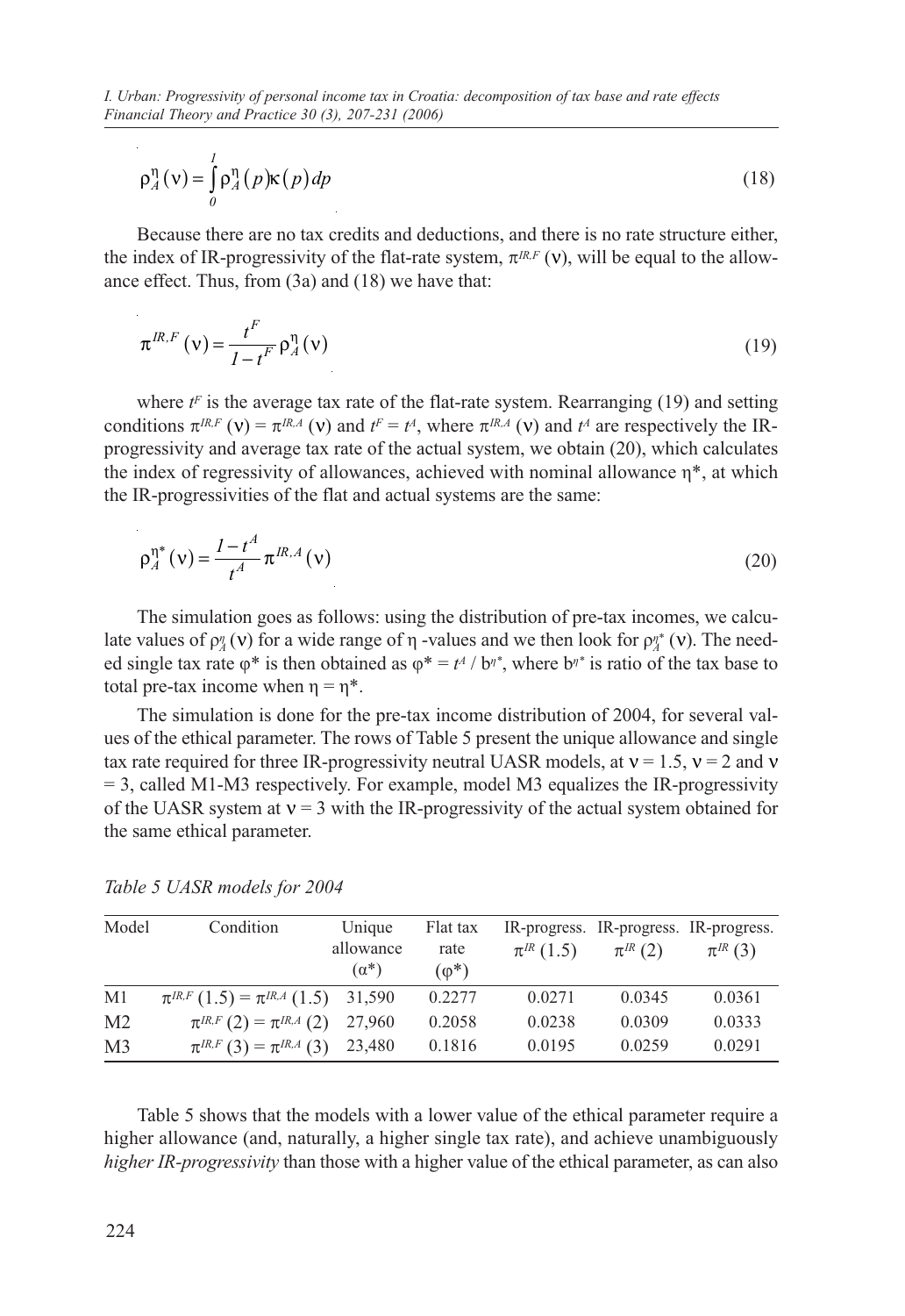$$\rho_A^{\eta}(\nu) = \int_0^1 \rho_A^{\eta}(p)\kappa(p)\,dp \tag{18}$$

Because there are no tax credits and deductions, and there is no rate structure either, the index of IR-progressivity of the flat-rate system, $\pi^{IR,F}(\nu)$, will be equal to the allowance effect. Thus, from (3a) and (18) we have that:

$$\pi^{IR,F}(\nu) = \frac{t^F}{1-t^F}\rho_A^{\eta}(\nu) \tag{19}$$

where $t^F$ is the average tax rate of the flat-rate system. Rearranging (19) and setting conditions $\pi^{IR,F}(\nu) = \pi^{IR,A}(\nu)$ and $t^F = t^A$, where $\pi^{IR,A}(\nu)$ and $t^A$ are respectively the IR-progressivity and average tax rate of the actual system, we obtain (20), which calculates the index of regressivity of allowances, achieved with nominal allowance $\eta^*$, at which the IR-progressivities of the flat and actual systems are the same:

$$\rho_A^{\eta^*}(\nu) = \frac{1-t^A}{t^A}\pi^{IR,A}(\nu) \tag{20}$$

The simulation goes as follows: using the distribution of pre-tax incomes, we calculate values of $\rho_A^{\eta}(\nu)$ for a wide range of $\eta$ -values and we then look for $\rho_A^{\eta^*}(\nu)$. The needed single tax rate $\varphi^*$ is then obtained as $\varphi^* = t^A / b^{\eta^*}$, where $b^{\eta^*}$ is ratio of the tax base to total pre-tax income when $\eta = \eta^*$.

The simulation is done for the pre-tax income distribution of 2004, for several values of the ethical parameter. The rows of Table 5 present the unique allowance and single tax rate required for three IR-progressivity neutral UASR models, at $\nu = 1.5$, $\nu = 2$ and $\nu = 3$, called M1-M3 respectively. For example, model M3 equalizes the IR-progressivity of the UASR system at $\nu = 3$ with the IR-progressivity of the actual system obtained for the same ethical parameter.

*Table 5 UASR models for 2004*

| Model | Condition | Unique allowance ($\alpha^*$) | Flat tax rate ($\varphi^*$) | IR-progress. $\pi^{IR}(1.5)$ | IR-progress. $\pi^{IR}(2)$ | IR-progress. $\pi^{IR}(3)$ |
|---|---|---|---|---|---|---|
| M1 | $\pi^{IR,F}(1.5) = \pi^{IR,A}(1.5)$ | 31,590 | 0.2277 | 0.0271 | 0.0345 | 0.0361 |
| M2 | $\pi^{IR,F}(2) = \pi^{IR,A}(2)$ | 27,960 | 0.2058 | 0.0238 | 0.0309 | 0.0333 |
| M3 | $\pi^{IR,F}(3) = \pi^{IR,A}(3)$ | 23,480 | 0.1816 | 0.0195 | 0.0259 | 0.0291 |

Table 5 shows that the models with a lower value of the ethical parameter require a higher allowance (and, naturally, a higher single tax rate), and achieve unambiguously *higher IR-progressivity* than those with a higher value of the ethical parameter, as can also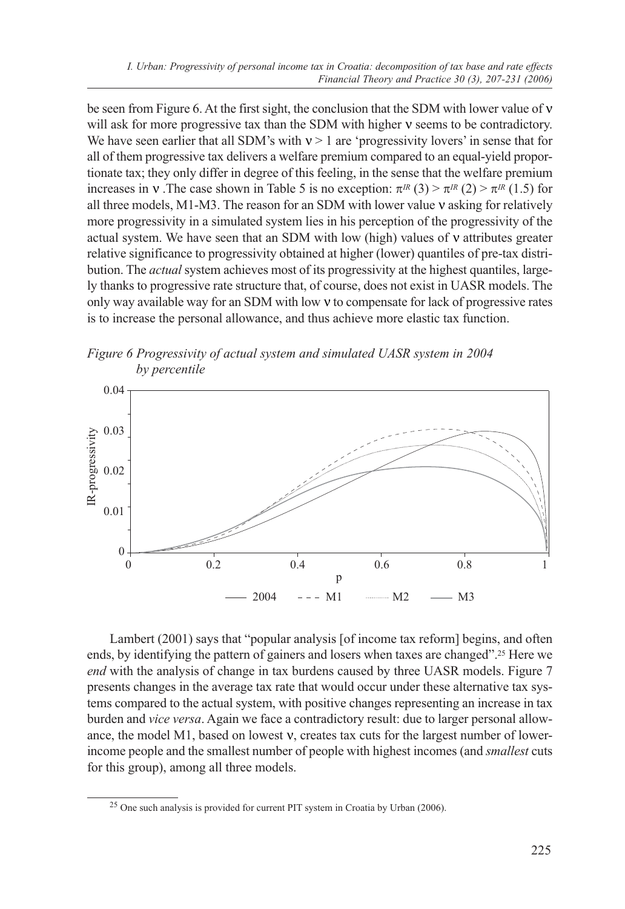be seen from Figure 6. At the first sight, the conclusion that the SDM with lower value of $\nu$ will ask for more progressive tax than the SDM with higher $\nu$ seems to be contradictory. We have seen earlier that all SDM's with $\nu > 1$ are 'progressivity lovers' in sense that for all of them progressive tax delivers a welfare premium compared to an equal-yield proportionate tax; they only differ in degree of this feeling, in the sense that the welfare premium increases in $\nu$ .The case shown in Table 5 is no exception: $\pi^{IR}(3) > \pi^{IR}(2) > \pi^{IR}(1.5)$ for all three models, M1-M3. The reason for an SDM with lower value $\nu$ asking for relatively more progressivity in a simulated system lies in his perception of the progressivity of the actual system. We have seen that an SDM with low (high) values of $\nu$ attributes greater relative significance to progressivity obtained at higher (lower) quantiles of pre-tax distribution. The *actual* system achieves most of its progressivity at the highest quantiles, largely thanks to progressive rate structure that, of course, does not exist in UASR models. The only way available way for an SDM with low $\nu$ to compensate for lack of progressive rates is to increase the personal allowance, and thus achieve more elastic tax function.

*Figure 6 Progressivity of actual system and simulated UASR system in 2004 by percentile*

Lambert (2001) says that "popular analysis [of income tax reform] begins, and often ends, by identifying the pattern of gainers and losers when taxes are changed".[25] Here we *end* with the analysis of change in tax burdens caused by three UASR models. Figure 7 presents changes in the average tax rate that would occur under these alternative tax systems compared to the actual system, with positive changes representing an increase in tax burden and *vice versa*. Again we face a contradictory result: due to larger personal allowance, the model M1, based on lowest $\nu$, creates tax cuts for the largest number of lower-income people and the smallest number of people with highest incomes (and *smallest* cuts for this group), among all three models.

[25] One such analysis is provided for current PIT system in Croatia by Urban (2006).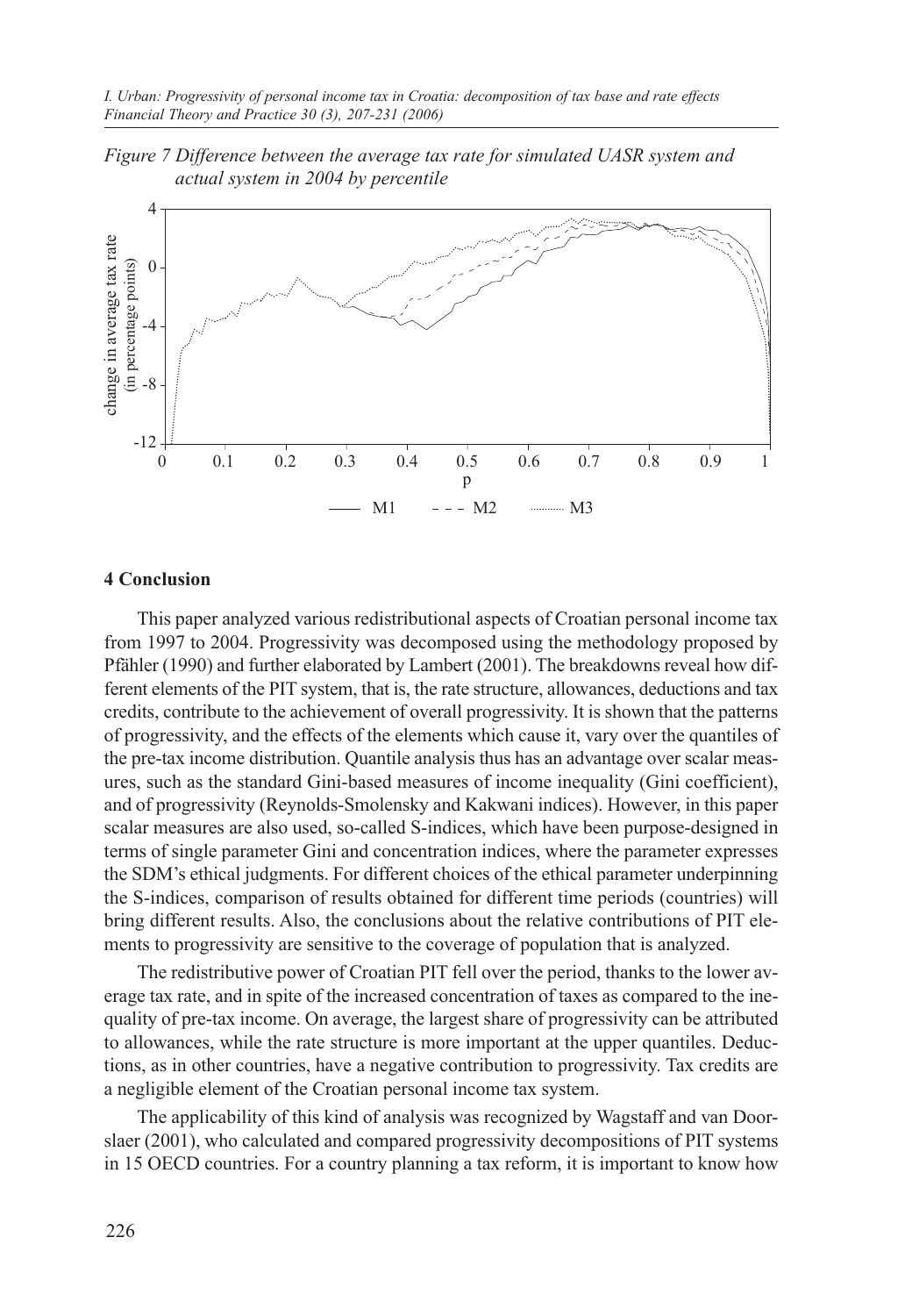*Figure 7 Difference between the average tax rate for simulated UASR system and actual system in 2004 by percentile*

## 4 Conclusion

This paper analyzed various redistributional aspects of Croatian personal income tax from 1997 to 2004. Progressivity was decomposed using the methodology proposed by Pfähler (1990) and further elaborated by Lambert (2001). The breakdowns reveal how different elements of the PIT system, that is, the rate structure, allowances, deductions and tax credits, contribute to the achievement of overall progressivity. It is shown that the patterns of progressivity, and the effects of the elements which cause it, vary over the quantiles of the pre-tax income distribution. Quantile analysis thus has an advantage over scalar measures, such as the standard Gini-based measures of income inequality (Gini coefficient), and of progressivity (Reynolds-Smolensky and Kakwani indices). However, in this paper scalar measures are also used, so-called S-indices, which have been purpose-designed in terms of single parameter Gini and concentration indices, where the parameter expresses the SDM's ethical judgments. For different choices of the ethical parameter underpinning the S-indices, comparison of results obtained for different time periods (countries) will bring different results. Also, the conclusions about the relative contributions of PIT elements to progressivity are sensitive to the coverage of population that is analyzed.

The redistributive power of Croatian PIT fell over the period, thanks to the lower average tax rate, and in spite of the increased concentration of taxes as compared to the inequality of pre-tax income. On average, the largest share of progressivity can be attributed to allowances, while the rate structure is more important at the upper quantiles. Deductions, as in other countries, have a negative contribution to progressivity. Tax credits are a negligible element of the Croatian personal income tax system.

The applicability of this kind of analysis was recognized by Wagstaff and van Doorslaer (2001), who calculated and compared progressivity decompositions of PIT systems in 15 OECD countries. For a country planning a tax reform, it is important to know how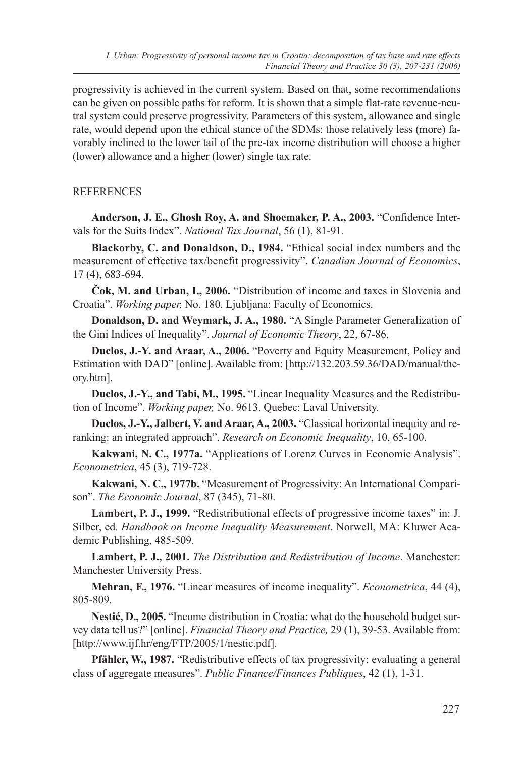progressivity is achieved in the current system. Based on that, some recommendations can be given on possible paths for reform. It is shown that a simple flat-rate revenue-neutral system could preserve progressivity. Parameters of this system, allowance and single rate, would depend upon the ethical stance of the SDMs: those relatively less (more) favorably inclined to the lower tail of the pre-tax income distribution will choose a higher (lower) allowance and a higher (lower) single tax rate.

## REFERENCES

**Anderson, J. E., Ghosh Roy, A. and Shoemaker, P. A., 2003.** "Confidence Intervals for the Suits Index". *National Tax Journal*, 56 (1), 81-91.

**Blackorby, C. and Donaldson, D., 1984.** "Ethical social index numbers and the measurement of effective tax/benefit progressivity". *Canadian Journal of Economics*, 17 (4), 683-694.

**Čok, M. and Urban, I., 2006.** "Distribution of income and taxes in Slovenia and Croatia". *Working paper,* No. 180. Ljubljana: Faculty of Economics.

**Donaldson, D. and Weymark, J. A., 1980.** "A Single Parameter Generalization of the Gini Indices of Inequality". *Journal of Economic Theory*, 22, 67-86.

**Duclos, J.-Y. and Araar, A., 2006.** "Poverty and Equity Measurement, Policy and Estimation with DAD" [online]. Available from: [http://132.203.59.36/DAD/manual/theory.htm].

**Duclos, J.-Y., and Tabi, M., 1995.** "Linear Inequality Measures and the Redistribution of Income". *Working paper,* No. 9613. Quebec: Laval University.

**Duclos, J.-Y., Jalbert, V. and Araar, A., 2003.** "Classical horizontal inequity and reranking: an integrated approach". *Research on Economic Inequality*, 10, 65-100.

**Kakwani, N. C., 1977a.** "Applications of Lorenz Curves in Economic Analysis". *Econometrica*, 45 (3), 719-728.

**Kakwani, N. C., 1977b.** "Measurement of Progressivity: An International Comparison". *The Economic Journal*, 87 (345), 71-80.

**Lambert, P. J., 1999.** "Redistributional effects of progressive income taxes" in: J. Silber, ed. *Handbook on Income Inequality Measurement*. Norwell, MA: Kluwer Academic Publishing, 485-509.

**Lambert, P. J., 2001.** *The Distribution and Redistribution of Income*. Manchester: Manchester University Press.

**Mehran, F., 1976.** "Linear measures of income inequality". *Econometrica*, 44 (4), 805-809.

**Nestić, D., 2005.** "Income distribution in Croatia: what do the household budget survey data tell us?" [online]. *Financial Theory and Practice,* 29 (1), 39-53. Available from: [http://www.ijf.hr/eng/FTP/2005/1/nestic.pdf].

**Pfähler, W., 1987.** "Redistributive effects of tax progressivity: evaluating a general class of aggregate measures". *Public Finance/Finances Publiques*, 42 (1), 1-31.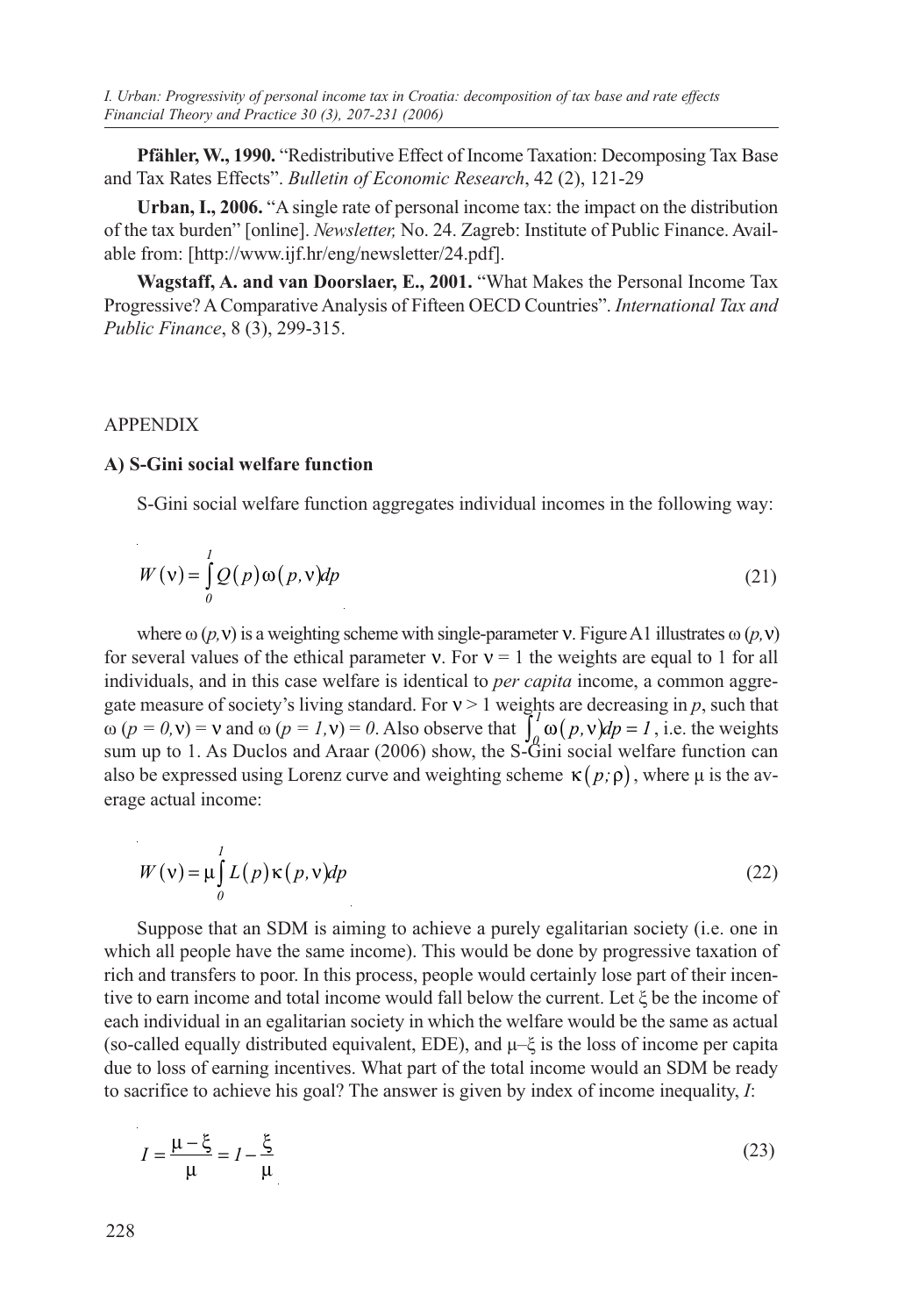**Pfähler, W., 1990.** "Redistributive Effect of Income Taxation: Decomposing Tax Base and Tax Rates Effects". *Bulletin of Economic Research*, 42 (2), 121-29

**Urban, I., 2006.** "A single rate of personal income tax: the impact on the distribution of the tax burden" [online]. *Newsletter,* No. 24. Zagreb: Institute of Public Finance. Available from: [http://www.ijf.hr/eng/newsletter/24.pdf].

**Wagstaff, A. and van Doorslaer, E., 2001.** "What Makes the Personal Income Tax Progressive? A Comparative Analysis of Fifteen OECD Countries". *International Tax and Public Finance*, 8 (3), 299-315.

## APPENDIX

### A) S-Gini social welfare function

S-Gini social welfare function aggregates individual incomes in the following way:

$$W(\nu) = \int_0^1 Q(p)\omega(p,\nu)dp \tag{21}$$

where $\omega(p,\nu)$ is a weighting scheme with single-parameter $\nu$. Figure A1 illustrates $\omega(p,\nu)$ for several values of the ethical parameter $\nu$. For $\nu = 1$ the weights are equal to 1 for all individuals, and in this case welfare is identical to *per capita* income, a common aggregate measure of society's living standard. For $\nu > 1$ weights are decreasing in $p$, such that $\omega(p = 0,\nu) = \nu$ and $\omega(p = 1,\nu) = 0$. Also observe that $\int_0^1 \omega(p,\nu)dp = 1$, i.e. the weights sum up to 1. As Duclos and Araar (2006) show, the S-Gini social welfare function can also be expressed using Lorenz curve and weighting scheme $\kappa(p;\rho)$, where $\mu$ is the average actual income:

$$W(\nu) = \mu\int_0^1 L(p)\kappa(p,\nu)dp \tag{22}$$

Suppose that an SDM is aiming to achieve a purely egalitarian society (i.e. one in which all people have the same income). This would be done by progressive taxation of rich and transfers to poor. In this process, people would certainly lose part of their incentive to earn income and total income would fall below the current. Let $\xi$ be the income of each individual in an egalitarian society in which the welfare would be the same as actual (so-called equally distributed equivalent, EDE), and $\mu$–$\xi$ is the loss of income per capita due to loss of earning incentives. What part of the total income would an SDM be ready to sacrifice to achieve his goal? The answer is given by index of income inequality, *I*:

$$I = \frac{\mu - \xi}{\mu} = 1 - \frac{\xi}{\mu} \tag{23}$$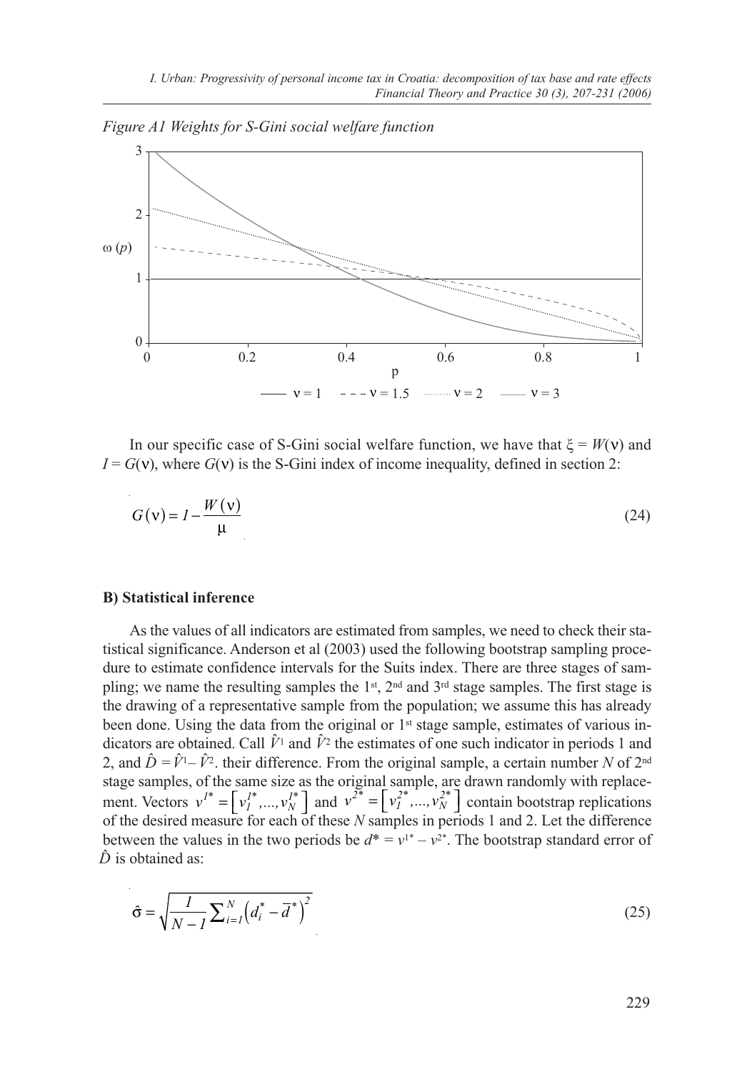*Figure A1 Weights for S-Gini social welfare function*

In our specific case of S-Gini social welfare function, we have that $\xi = W(\nu)$ and $I = G(\nu)$, where $G(\nu)$ is the S-Gini index of income inequality, defined in section 2:

$$G(\nu) = 1 - \frac{W(\nu)}{\mu} \tag{24}$$

**B) Statistical inference**

As the values of all indicators are estimated from samples, we need to check their statistical significance. Anderson et al (2003) used the following bootstrap sampling procedure to estimate confidence intervals for the Suits index. There are three stages of sampling; we name the resulting samples the 1st, 2nd and 3rd stage samples. The first stage is the drawing of a representative sample from the population; we assume this has already been done. Using the data from the original or 1st stage sample, estimates of various indicators are obtained. Call $\hat{V}^1$ and $\hat{V}^2$ the estimates of one such indicator in periods 1 and 2, and $\hat{D} = \hat{V}^1 - \hat{V}^2$. their difference. From the original sample, a certain number $N$ of 2nd stage samples, of the same size as the original sample, are drawn randomly with replacement. Vectors $v^{1*} = \left[ v_1^{1*}, ..., v_N^{1*} \right]$ and $v^{2*} = \left[ v_1^{2*}, ..., v_N^{2*} \right]$ contain bootstrap replications of the desired measure for each of these $N$ samples in periods 1 and 2. Let the difference between the values in the two periods be $d^* = v^{1*} - v^{2*}$. The bootstrap standard error of $\hat{D}$ is obtained as:

$$\hat{\sigma} = \sqrt{\frac{1}{N-1} \sum_{i=1}^{N} \left( d_i^* - \bar{d}^* \right)^2} \tag{25}$$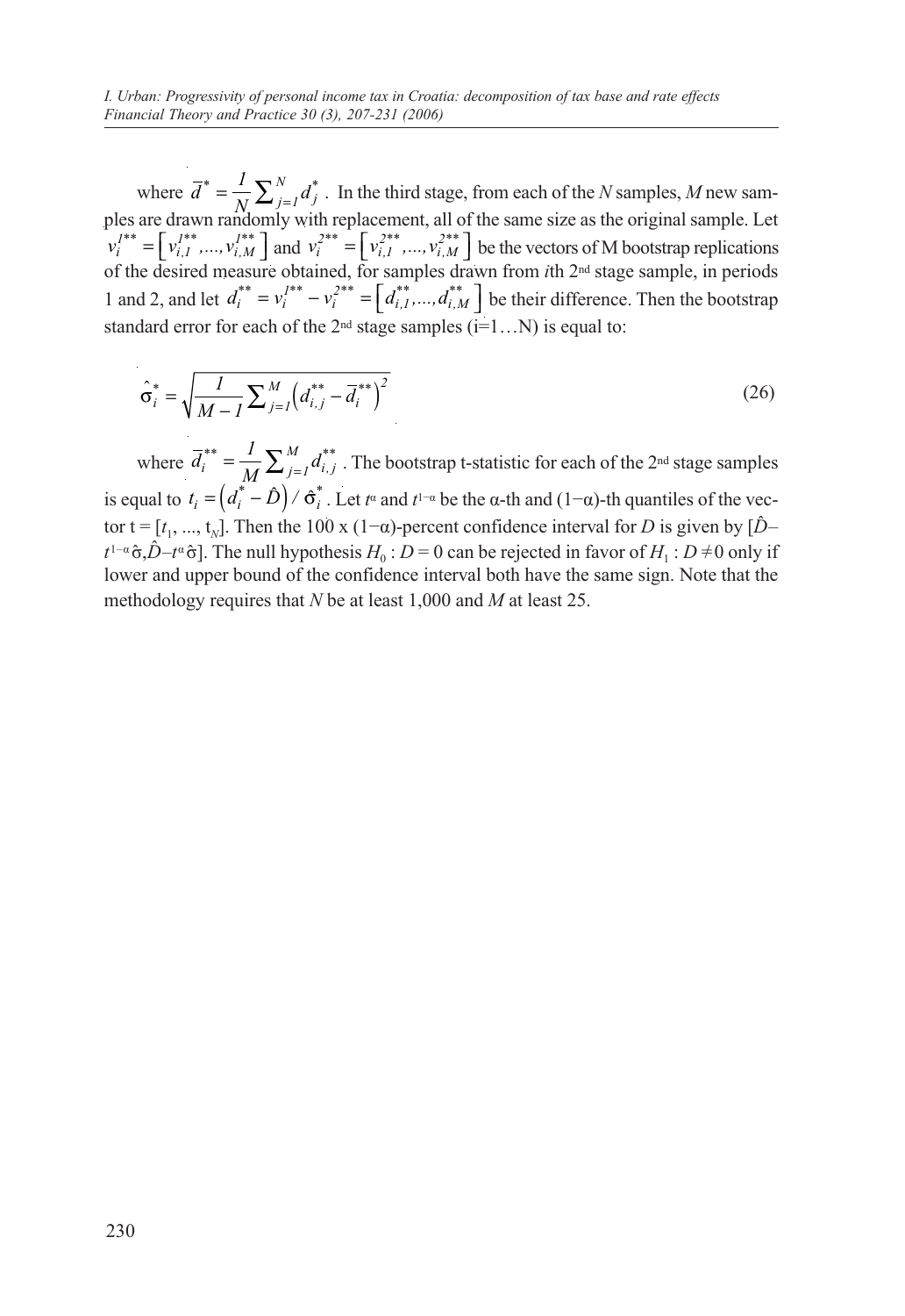where $\overline{d}^* = \frac{1}{N}\sum_{j=1}^{N} d_j^*$. In the third stage, from each of the $N$ samples, $M$ new samples are drawn randomly with replacement, all of the same size as the original sample. Let $v_i^{1**} = \left[v_{i,1}^{1**},...,v_{i,M}^{1**}\right]$ and $v_i^{2**} = \left[v_{i,1}^{2**},...,v_{i,M}^{2**}\right]$ be the vectors of M bootstrap replications of the desired measure obtained, for samples drawn from $i$th 2nd stage sample, in periods 1 and 2, and let $d_i^{**} = v_i^{1**} - v_i^{2**} = \left[d_{i,1}^{**},...,d_{i,M}^{**}\right]$ be their difference. Then the bootstrap standard error for each of the 2nd stage samples (i=1…N) is equal to:

$$\hat{\sigma}_i^* = \sqrt{\frac{1}{M-1}\sum_{j=1}^{M}\left(d_{i,j}^{**} - \overline{d}_i^{**}\right)^2} \tag{26}$$

where $\overline{d}_i^{**} = \frac{1}{M}\sum_{j=1}^{M} d_{i,j}^{**}$. The bootstrap t-statistic for each of the 2nd stage samples is equal to $t_i = \left(d_i^* - \hat{D}\right)/\hat{\sigma}_i^*$. Let $t^{\alpha}$ and $t^{1-\alpha}$ be the α-th and (1−α)-th quantiles of the vector $t = [t_1, ..., t_N]$. Then the 100 x (1−α)-percent confidence interval for $D$ is given by $[\hat{D} - t^{1-\alpha}\hat{\sigma}, \hat{D} - t^{\alpha}\hat{\sigma}]$. The null hypothesis $H_0 : D = 0$ can be rejected in favor of $H_1 : D \neq 0$ only if lower and upper bound of the confidence interval both have the same sign. Note that the methodology requires that $N$ be at least 1,000 and $M$ at least 25.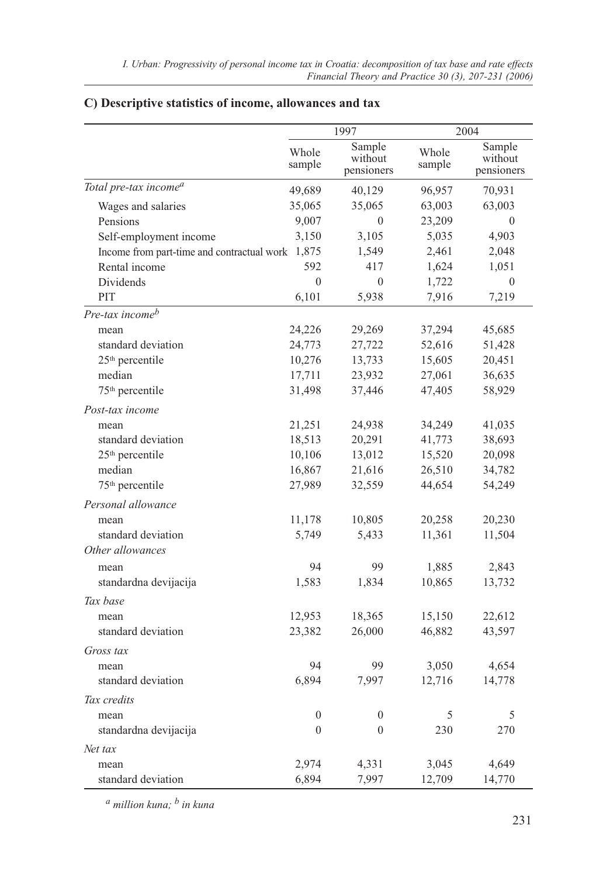## C) Descriptive statistics of income, allowances and tax

| | 1997 | | 2004 | |
|---|---|---|---|---|
| | Whole sample | Sample without pensioners | Whole sample | Sample without pensioners |
| *Total pre-tax income*[a] | 49,689 | 40,129 | 96,957 | 70,931 |
| Wages and salaries | 35,065 | 35,065 | 63,003 | 63,003 |
| Pensions | 9,007 | 0 | 23,209 | 0 |
| Self-employment income | 3,150 | 3,105 | 5,035 | 4,903 |
| Income from part-time and contractual work | 1,875 | 1,549 | 2,461 | 2,048 |
| Rental income | 592 | 417 | 1,624 | 1,051 |
| Dividends | 0 | 0 | 1,722 | 0 |
| PIT | 6,101 | 5,938 | 7,916 | 7,219 |
| *Pre-tax income*[b] | | | | |
| mean | 24,226 | 29,269 | 37,294 | 45,685 |
| standard deviation | 24,773 | 27,722 | 52,616 | 51,428 |
| 25th percentile | 10,276 | 13,733 | 15,605 | 20,451 |
| median | 17,711 | 23,932 | 27,061 | 36,635 |
| 75th percentile | 31,498 | 37,446 | 47,405 | 58,929 |
| *Post-tax income* | | | | |
| mean | 21,251 | 24,938 | 34,249 | 41,035 |
| standard deviation | 18,513 | 20,291 | 41,773 | 38,693 |
| 25th percentile | 10,106 | 13,012 | 15,520 | 20,098 |
| median | 16,867 | 21,616 | 26,510 | 34,782 |
| 75th percentile | 27,989 | 32,559 | 44,654 | 54,249 |
| *Personal allowance* | | | | |
| mean | 11,178 | 10,805 | 20,258 | 20,230 |
| standard deviation | 5,749 | 5,433 | 11,361 | 11,504 |
| *Other allowances* | | | | |
| mean | 94 | 99 | 1,885 | 2,843 |
| standardna devijacija | 1,583 | 1,834 | 10,865 | 13,732 |
| *Tax base* | | | | |
| mean | 12,953 | 18,365 | 15,150 | 22,612 |
| standard deviation | 23,382 | 26,000 | 46,882 | 43,597 |
| *Gross tax* | | | | |
| mean | 94 | 99 | 3,050 | 4,654 |
| standard deviation | 6,894 | 7,997 | 12,716 | 14,778 |
| *Tax credits* | | | | |
| mean | 0 | 0 | 5 | 5 |
| standardna devijacija | 0 | 0 | 230 | 270 |
| *Net tax* | | | | |
| mean | 2,974 | 4,331 | 3,045 | 4,649 |
| standard deviation | 6,894 | 7,997 | 12,709 | 14,770 |

[a] *million kuna;* [b] *in kuna*